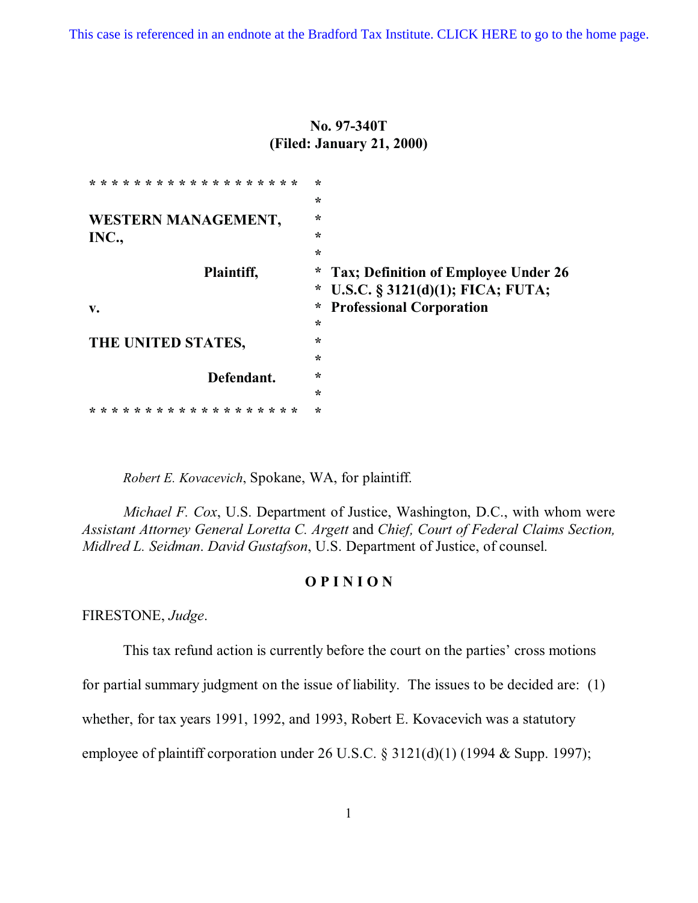This case is referenced in an endnote at the Bradford Tax Institute. CLICK HERE to go to the home page.

**No. 97-340T**
**(Filed: January 21, 2000)**

| | |
|---|---|
| **WESTERN MANAGEMENT, INC.,** | |
| **Plaintiff,** | **Tax; Definition of Employee Under 26 U.S.C. § 3121(d)(1); FICA; FUTA; Professional Corporation** |
| **v.** | |
| **THE UNITED STATES,** | |
| **Defendant.** | |

*Robert E. Kovacevich*, Spokane, WA, for plaintiff.

*Michael F. Cox*, U.S. Department of Justice, Washington, D.C., with whom were *Assistant Attorney General Loretta C. Argett* and *Chief, Court of Federal Claims Section, Midlred L. Seidman*. *David Gustafson*, U.S. Department of Justice, of counsel.

## O P I N I O N

FIRESTONE, *Judge*.

This tax refund action is currently before the court on the parties' cross motions for partial summary judgment on the issue of liability. The issues to be decided are: (1) whether, for tax years 1991, 1992, and 1993, Robert E. Kovacevich was a statutory employee of plaintiff corporation under 26 U.S.C. § 3121(d)(1) (1994 & Supp. 1997);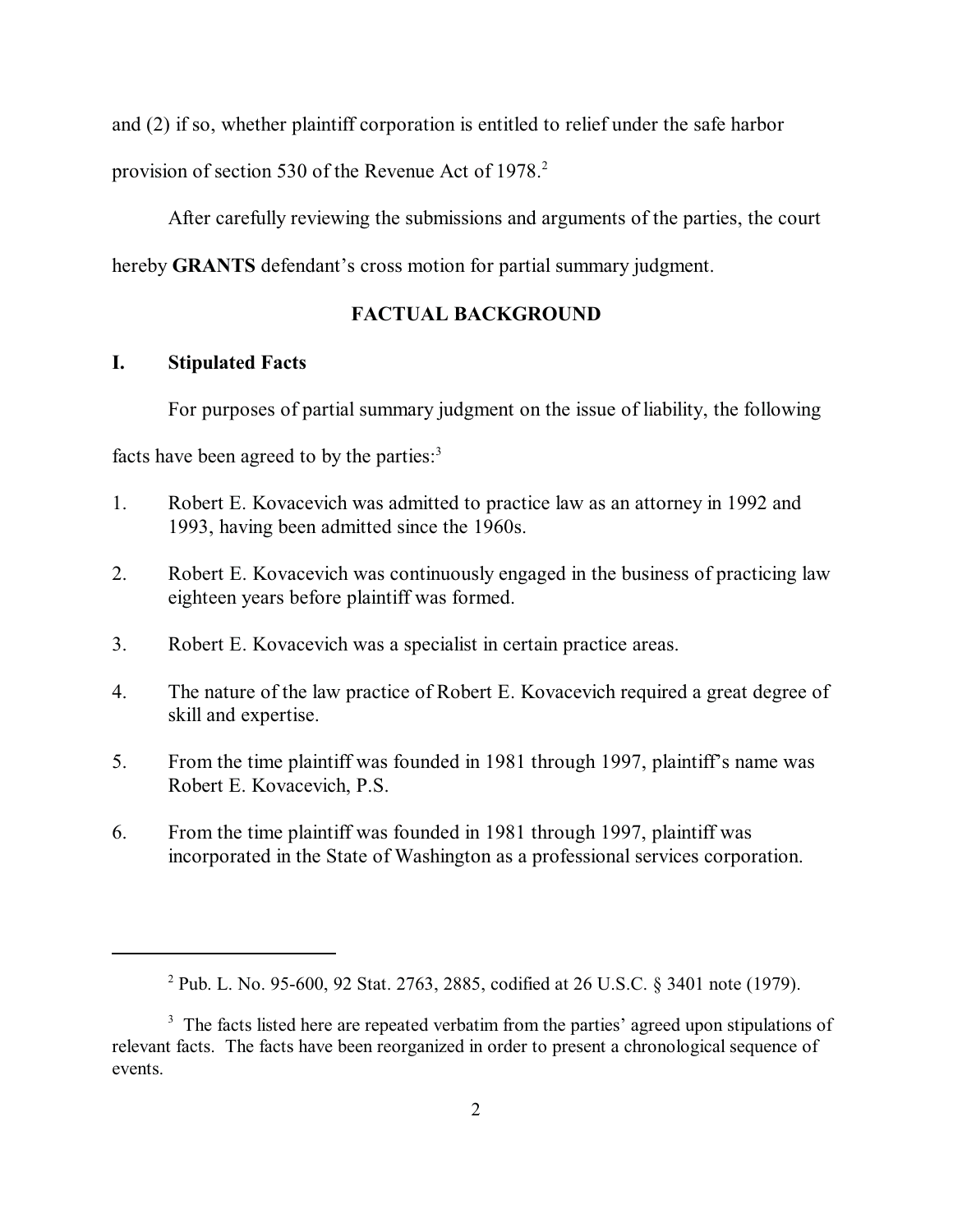and (2) if so, whether plaintiff corporation is entitled to relief under the safe harbor provision of section 530 of the Revenue Act of 1978.[2]

After carefully reviewing the submissions and arguments of the parties, the court hereby **GRANTS** defendant's cross motion for partial summary judgment.

## FACTUAL BACKGROUND

### I. Stipulated Facts

For purposes of partial summary judgment on the issue of liability, the following facts have been agreed to by the parties:[3]

1. Robert E. Kovacevich was admitted to practice law as an attorney in 1992 and 1993, having been admitted since the 1960s.
2. Robert E. Kovacevich was continuously engaged in the business of practicing law eighteen years before plaintiff was formed.
3. Robert E. Kovacevich was a specialist in certain practice areas.
4. The nature of the law practice of Robert E. Kovacevich required a great degree of skill and expertise.
5. From the time plaintiff was founded in 1981 through 1997, plaintiff's name was Robert E. Kovacevich, P.S.
6. From the time plaintiff was founded in 1981 through 1997, plaintiff was incorporated in the State of Washington as a professional services corporation.

---

[2] Pub. L. No. 95-600, 92 Stat. 2763, 2885, codified at 26 U.S.C. § 3401 note (1979).

[3] The facts listed here are repeated verbatim from the parties' agreed upon stipulations of relevant facts. The facts have been reorganized in order to present a chronological sequence of events.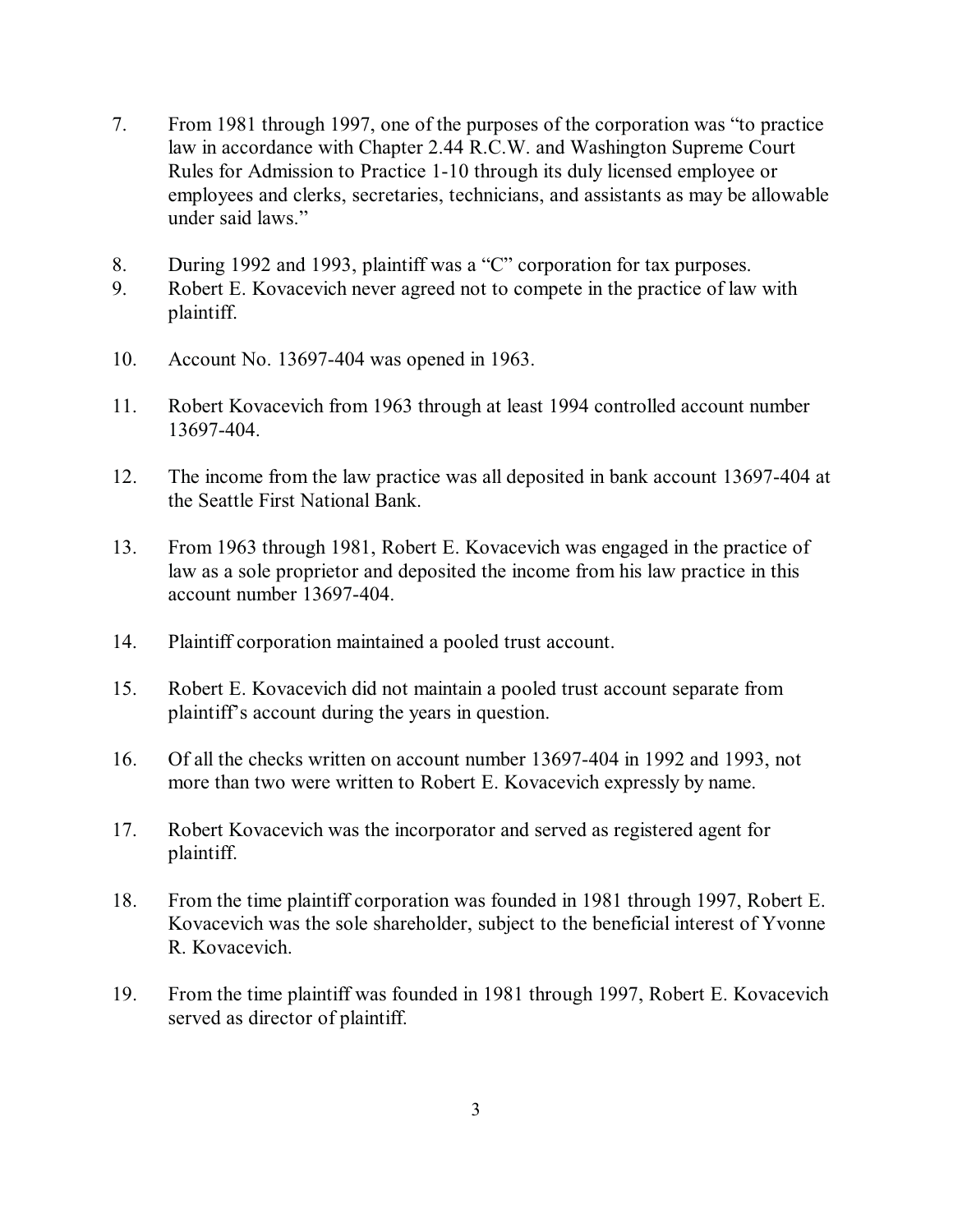7. From 1981 through 1997, one of the purposes of the corporation was "to practice law in accordance with Chapter 2.44 R.C.W. and Washington Supreme Court Rules for Admission to Practice 1-10 through its duly licensed employee or employees and clerks, secretaries, technicians, and assistants as may be allowable under said laws."

8. During 1992 and 1993, plaintiff was a "C" corporation for tax purposes.

9. Robert E. Kovacevich never agreed not to compete in the practice of law with plaintiff.

10. Account No. 13697-404 was opened in 1963.

11. Robert Kovacevich from 1963 through at least 1994 controlled account number 13697-404.

12. The income from the law practice was all deposited in bank account 13697-404 at the Seattle First National Bank.

13. From 1963 through 1981, Robert E. Kovacevich was engaged in the practice of law as a sole proprietor and deposited the income from his law practice in this account number 13697-404.

14. Plaintiff corporation maintained a pooled trust account.

15. Robert E. Kovacevich did not maintain a pooled trust account separate from plaintiff's account during the years in question.

16. Of all the checks written on account number 13697-404 in 1992 and 1993, not more than two were written to Robert E. Kovacevich expressly by name.

17. Robert Kovacevich was the incorporator and served as registered agent for plaintiff.

18. From the time plaintiff corporation was founded in 1981 through 1997, Robert E. Kovacevich was the sole shareholder, subject to the beneficial interest of Yvonne R. Kovacevich.

19. From the time plaintiff was founded in 1981 through 1997, Robert E. Kovacevich served as director of plaintiff.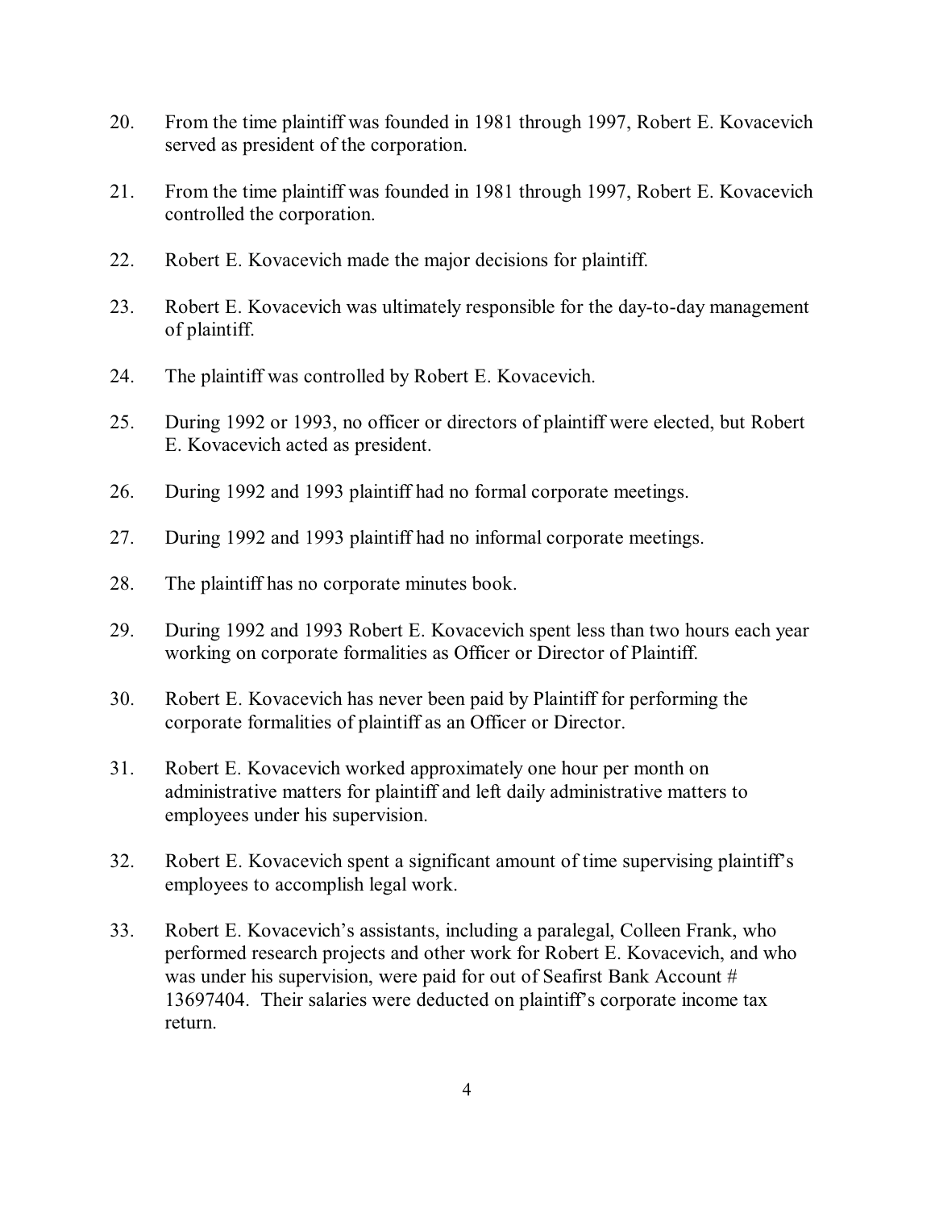20. From the time plaintiff was founded in 1981 through 1997, Robert E. Kovacevich served as president of the corporation.

21. From the time plaintiff was founded in 1981 through 1997, Robert E. Kovacevich controlled the corporation.

22. Robert E. Kovacevich made the major decisions for plaintiff.

23. Robert E. Kovacevich was ultimately responsible for the day-to-day management of plaintiff.

24. The plaintiff was controlled by Robert E. Kovacevich.

25. During 1992 or 1993, no officer or directors of plaintiff were elected, but Robert E. Kovacevich acted as president.

26. During 1992 and 1993 plaintiff had no formal corporate meetings.

27. During 1992 and 1993 plaintiff had no informal corporate meetings.

28. The plaintiff has no corporate minutes book.

29. During 1992 and 1993 Robert E. Kovacevich spent less than two hours each year working on corporate formalities as Officer or Director of Plaintiff.

30. Robert E. Kovacevich has never been paid by Plaintiff for performing the corporate formalities of plaintiff as an Officer or Director.

31. Robert E. Kovacevich worked approximately one hour per month on administrative matters for plaintiff and left daily administrative matters to employees under his supervision.

32. Robert E. Kovacevich spent a significant amount of time supervising plaintiff's employees to accomplish legal work.

33. Robert E. Kovacevich's assistants, including a paralegal, Colleen Frank, who performed research projects and other work for Robert E. Kovacevich, and who was under his supervision, were paid for out of Seafirst Bank Account # 13697404. Their salaries were deducted on plaintiff's corporate income tax return.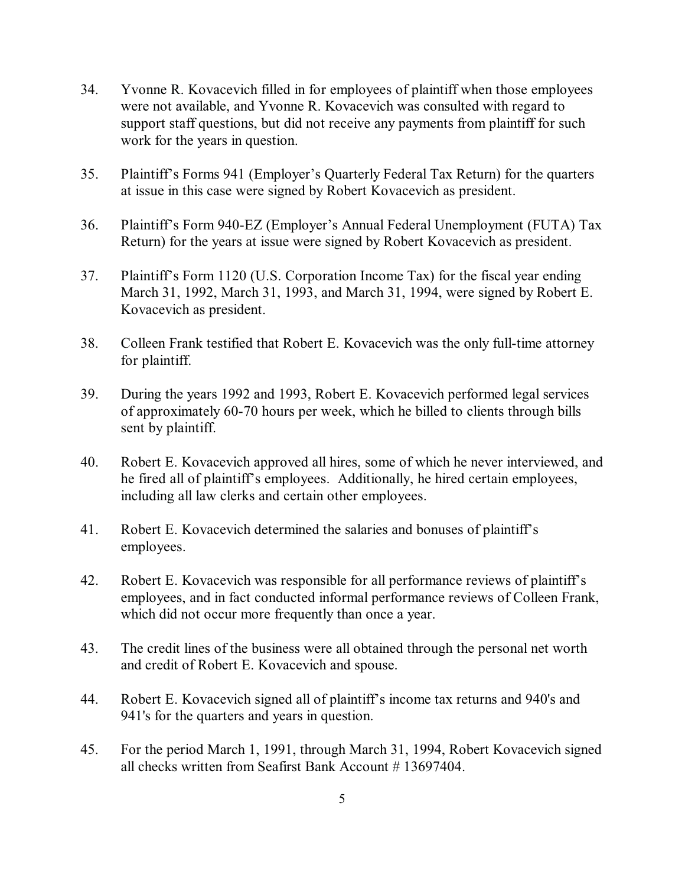34. Yvonne R. Kovacevich filled in for employees of plaintiff when those employees were not available, and Yvonne R. Kovacevich was consulted with regard to support staff questions, but did not receive any payments from plaintiff for such work for the years in question.

35. Plaintiff's Forms 941 (Employer's Quarterly Federal Tax Return) for the quarters at issue in this case were signed by Robert Kovacevich as president.

36. Plaintiff's Form 940-EZ (Employer's Annual Federal Unemployment (FUTA) Tax Return) for the years at issue were signed by Robert Kovacevich as president.

37. Plaintiff's Form 1120 (U.S. Corporation Income Tax) for the fiscal year ending March 31, 1992, March 31, 1993, and March 31, 1994, were signed by Robert E. Kovacevich as president.

38. Colleen Frank testified that Robert E. Kovacevich was the only full-time attorney for plaintiff.

39. During the years 1992 and 1993, Robert E. Kovacevich performed legal services of approximately 60-70 hours per week, which he billed to clients through bills sent by plaintiff.

40. Robert E. Kovacevich approved all hires, some of which he never interviewed, and he fired all of plaintiff's employees. Additionally, he hired certain employees, including all law clerks and certain other employees.

41. Robert E. Kovacevich determined the salaries and bonuses of plaintiff's employees.

42. Robert E. Kovacevich was responsible for all performance reviews of plaintiff's employees, and in fact conducted informal performance reviews of Colleen Frank, which did not occur more frequently than once a year.

43. The credit lines of the business were all obtained through the personal net worth and credit of Robert E. Kovacevich and spouse.

44. Robert E. Kovacevich signed all of plaintiff's income tax returns and 940's and 941's for the quarters and years in question.

45. For the period March 1, 1991, through March 31, 1994, Robert Kovacevich signed all checks written from Seafirst Bank Account # 13697404.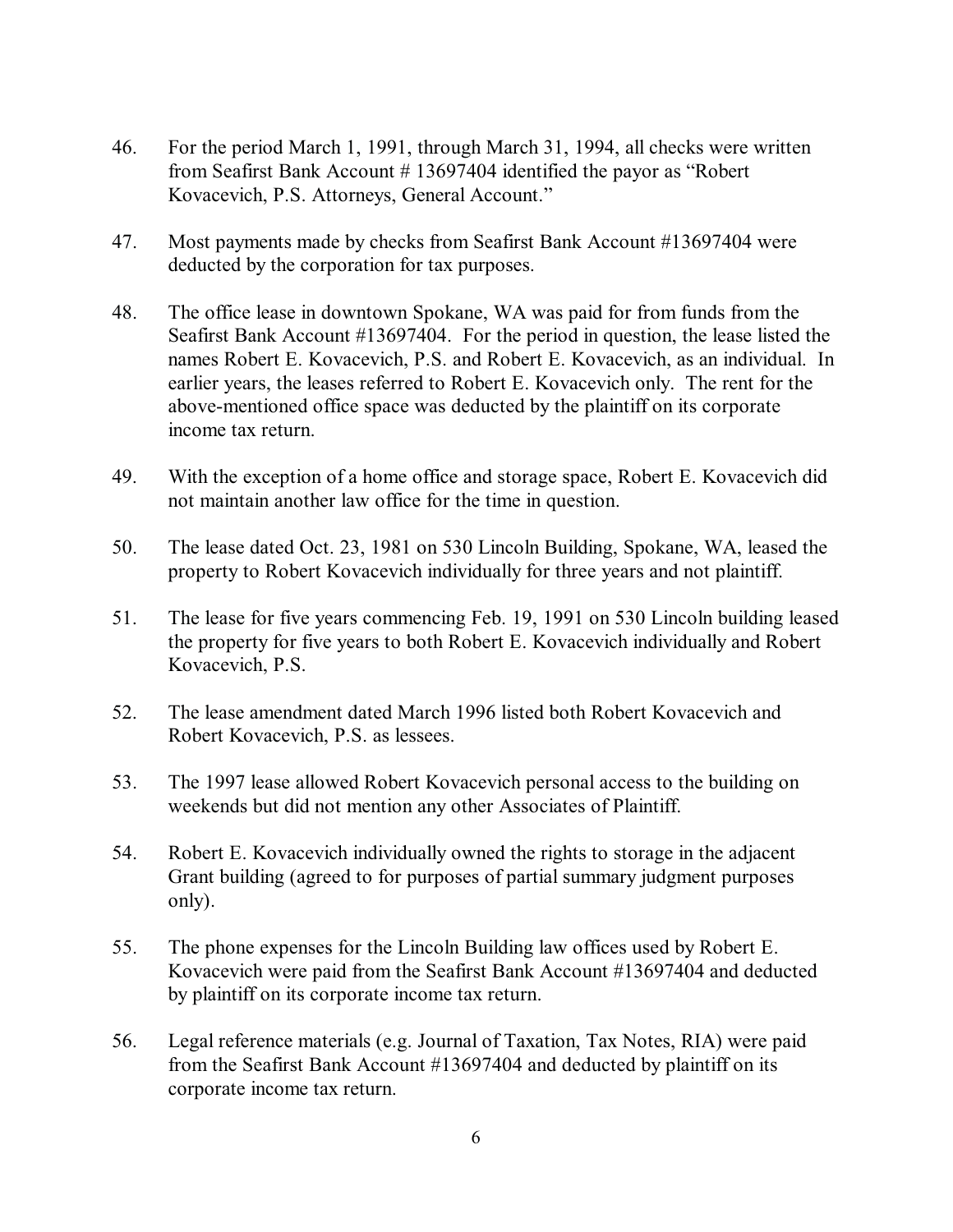46. For the period March 1, 1991, through March 31, 1994, all checks were written from Seafirst Bank Account # 13697404 identified the payor as "Robert Kovacevich, P.S. Attorneys, General Account."

47. Most payments made by checks from Seafirst Bank Account #13697404 were deducted by the corporation for tax purposes.

48. The office lease in downtown Spokane, WA was paid for from funds from the Seafirst Bank Account #13697404. For the period in question, the lease listed the names Robert E. Kovacevich, P.S. and Robert E. Kovacevich, as an individual. In earlier years, the leases referred to Robert E. Kovacevich only. The rent for the above-mentioned office space was deducted by the plaintiff on its corporate income tax return.

49. With the exception of a home office and storage space, Robert E. Kovacevich did not maintain another law office for the time in question.

50. The lease dated Oct. 23, 1981 on 530 Lincoln Building, Spokane, WA, leased the property to Robert Kovacevich individually for three years and not plaintiff.

51. The lease for five years commencing Feb. 19, 1991 on 530 Lincoln building leased the property for five years to both Robert E. Kovacevich individually and Robert Kovacevich, P.S.

52. The lease amendment dated March 1996 listed both Robert Kovacevich and Robert Kovacevich, P.S. as lessees.

53. The 1997 lease allowed Robert Kovacevich personal access to the building on weekends but did not mention any other Associates of Plaintiff.

54. Robert E. Kovacevich individually owned the rights to storage in the adjacent Grant building (agreed to for purposes of partial summary judgment purposes only).

55. The phone expenses for the Lincoln Building law offices used by Robert E. Kovacevich were paid from the Seafirst Bank Account #13697404 and deducted by plaintiff on its corporate income tax return.

56. Legal reference materials (e.g. Journal of Taxation, Tax Notes, RIA) were paid from the Seafirst Bank Account #13697404 and deducted by plaintiff on its corporate income tax return.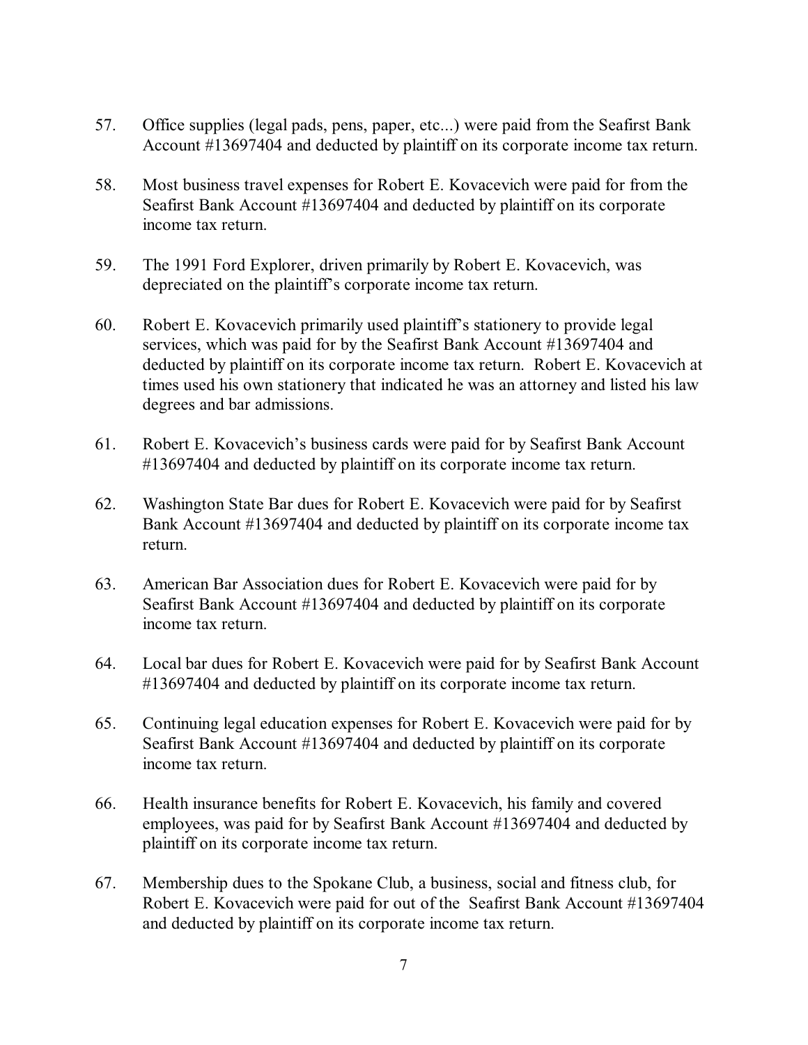57. Office supplies (legal pads, pens, paper, etc...) were paid from the Seafirst Bank Account #13697404 and deducted by plaintiff on its corporate income tax return.

58. Most business travel expenses for Robert E. Kovacevich were paid for from the Seafirst Bank Account #13697404 and deducted by plaintiff on its corporate income tax return.

59. The 1991 Ford Explorer, driven primarily by Robert E. Kovacevich, was depreciated on the plaintiff's corporate income tax return.

60. Robert E. Kovacevich primarily used plaintiff's stationery to provide legal services, which was paid for by the Seafirst Bank Account #13697404 and deducted by plaintiff on its corporate income tax return. Robert E. Kovacevich at times used his own stationery that indicated he was an attorney and listed his law degrees and bar admissions.

61. Robert E. Kovacevich's business cards were paid for by Seafirst Bank Account #13697404 and deducted by plaintiff on its corporate income tax return.

62. Washington State Bar dues for Robert E. Kovacevich were paid for by Seafirst Bank Account #13697404 and deducted by plaintiff on its corporate income tax return.

63. American Bar Association dues for Robert E. Kovacevich were paid for by Seafirst Bank Account #13697404 and deducted by plaintiff on its corporate income tax return.

64. Local bar dues for Robert E. Kovacevich were paid for by Seafirst Bank Account #13697404 and deducted by plaintiff on its corporate income tax return.

65. Continuing legal education expenses for Robert E. Kovacevich were paid for by Seafirst Bank Account #13697404 and deducted by plaintiff on its corporate income tax return.

66. Health insurance benefits for Robert E. Kovacevich, his family and covered employees, was paid for by Seafirst Bank Account #13697404 and deducted by plaintiff on its corporate income tax return.

67. Membership dues to the Spokane Club, a business, social and fitness club, for Robert E. Kovacevich were paid for out of the Seafirst Bank Account #13697404 and deducted by plaintiff on its corporate income tax return.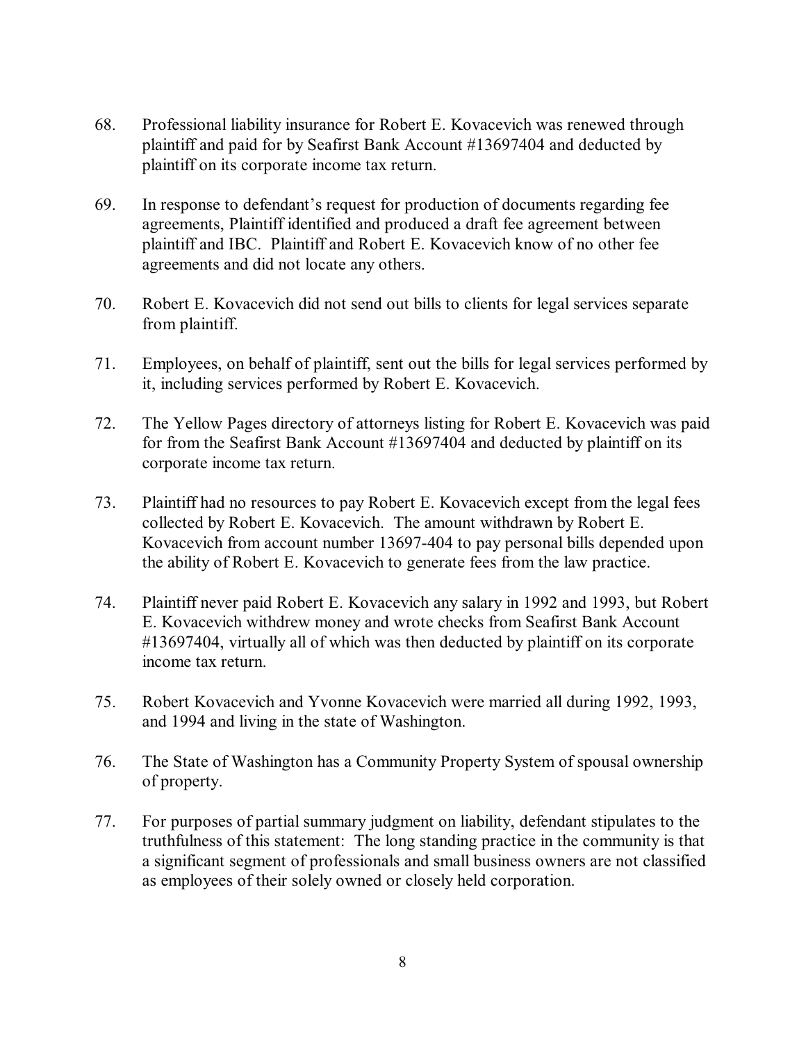68. Professional liability insurance for Robert E. Kovacevich was renewed through plaintiff and paid for by Seafirst Bank Account #13697404 and deducted by plaintiff on its corporate income tax return.

69. In response to defendant's request for production of documents regarding fee agreements, Plaintiff identified and produced a draft fee agreement between plaintiff and IBC. Plaintiff and Robert E. Kovacevich know of no other fee agreements and did not locate any others.

70. Robert E. Kovacevich did not send out bills to clients for legal services separate from plaintiff.

71. Employees, on behalf of plaintiff, sent out the bills for legal services performed by it, including services performed by Robert E. Kovacevich.

72. The Yellow Pages directory of attorneys listing for Robert E. Kovacevich was paid for from the Seafirst Bank Account #13697404 and deducted by plaintiff on its corporate income tax return.

73. Plaintiff had no resources to pay Robert E. Kovacevich except from the legal fees collected by Robert E. Kovacevich. The amount withdrawn by Robert E. Kovacevich from account number 13697-404 to pay personal bills depended upon the ability of Robert E. Kovacevich to generate fees from the law practice.

74. Plaintiff never paid Robert E. Kovacevich any salary in 1992 and 1993, but Robert E. Kovacevich withdrew money and wrote checks from Seafirst Bank Account #13697404, virtually all of which was then deducted by plaintiff on its corporate income tax return.

75. Robert Kovacevich and Yvonne Kovacevich were married all during 1992, 1993, and 1994 and living in the state of Washington.

76. The State of Washington has a Community Property System of spousal ownership of property.

77. For purposes of partial summary judgment on liability, defendant stipulates to the truthfulness of this statement: The long standing practice in the community is that a significant segment of professionals and small business owners are not classified as employees of their solely owned or closely held corporation.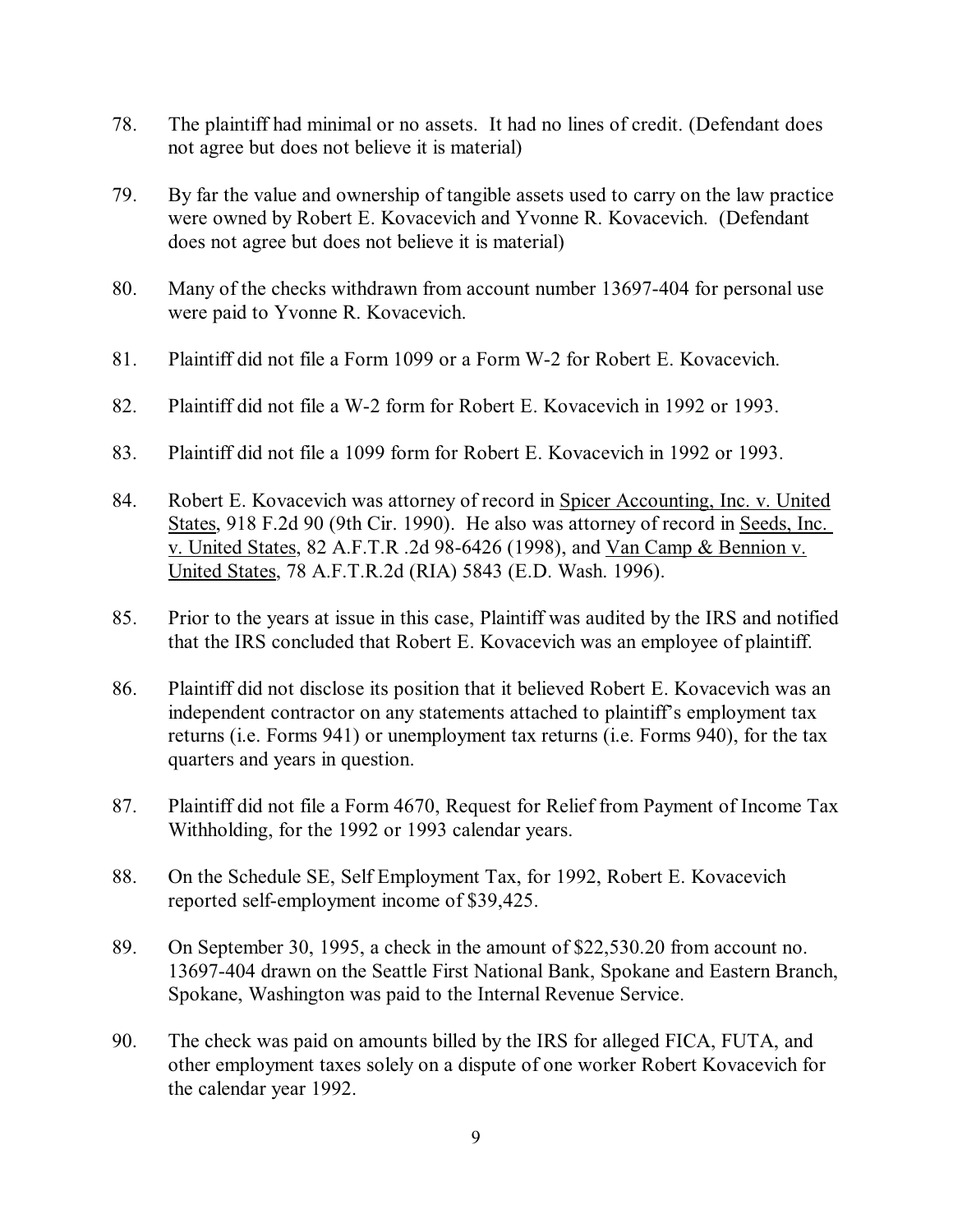78. The plaintiff had minimal or no assets. It had no lines of credit. (Defendant does not agree but does not believe it is material)

79. By far the value and ownership of tangible assets used to carry on the law practice were owned by Robert E. Kovacevich and Yvonne R. Kovacevich. (Defendant does not agree but does not believe it is material)

80. Many of the checks withdrawn from account number 13697-404 for personal use were paid to Yvonne R. Kovacevich.

81. Plaintiff did not file a Form 1099 or a Form W-2 for Robert E. Kovacevich.

82. Plaintiff did not file a W-2 form for Robert E. Kovacevich in 1992 or 1993.

83. Plaintiff did not file a 1099 form for Robert E. Kovacevich in 1992 or 1993.

84. Robert E. Kovacevich was attorney of record in Spicer Accounting, Inc. v. United States, 918 F.2d 90 (9th Cir. 1990). He also was attorney of record in Seeds, Inc. v. United States, 82 A.F.T.R .2d 98-6426 (1998), and Van Camp & Bennion v. United States, 78 A.F.T.R.2d (RIA) 5843 (E.D. Wash. 1996).

85. Prior to the years at issue in this case, Plaintiff was audited by the IRS and notified that the IRS concluded that Robert E. Kovacevich was an employee of plaintiff.

86. Plaintiff did not disclose its position that it believed Robert E. Kovacevich was an independent contractor on any statements attached to plaintiff's employment tax returns (i.e. Forms 941) or unemployment tax returns (i.e. Forms 940), for the tax quarters and years in question.

87. Plaintiff did not file a Form 4670, Request for Relief from Payment of Income Tax Withholding, for the 1992 or 1993 calendar years.

88. On the Schedule SE, Self Employment Tax, for 1992, Robert E. Kovacevich reported self-employment income of $39,425.

89. On September 30, 1995, a check in the amount of $22,530.20 from account no. 13697-404 drawn on the Seattle First National Bank, Spokane and Eastern Branch, Spokane, Washington was paid to the Internal Revenue Service.

90. The check was paid on amounts billed by the IRS for alleged FICA, FUTA, and other employment taxes solely on a dispute of one worker Robert Kovacevich for the calendar year 1992.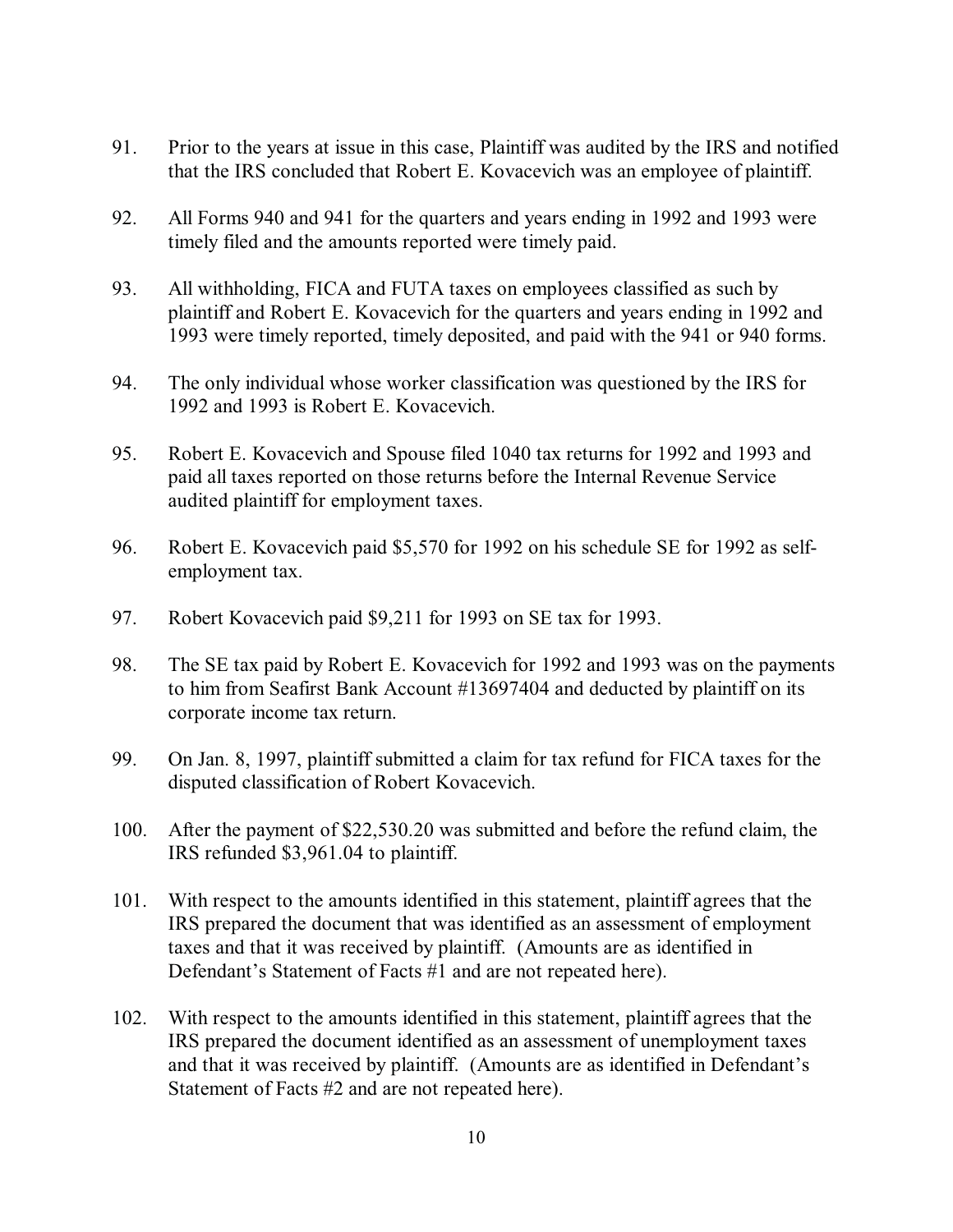91. Prior to the years at issue in this case, Plaintiff was audited by the IRS and notified that the IRS concluded that Robert E. Kovacevich was an employee of plaintiff.

92. All Forms 940 and 941 for the quarters and years ending in 1992 and 1993 were timely filed and the amounts reported were timely paid.

93. All withholding, FICA and FUTA taxes on employees classified as such by plaintiff and Robert E. Kovacevich for the quarters and years ending in 1992 and 1993 were timely reported, timely deposited, and paid with the 941 or 940 forms.

94. The only individual whose worker classification was questioned by the IRS for 1992 and 1993 is Robert E. Kovacevich.

95. Robert E. Kovacevich and Spouse filed 1040 tax returns for 1992 and 1993 and paid all taxes reported on those returns before the Internal Revenue Service audited plaintiff for employment taxes.

96. Robert E. Kovacevich paid $5,570 for 1992 on his schedule SE for 1992 as self-employment tax.

97. Robert Kovacevich paid $9,211 for 1993 on SE tax for 1993.

98. The SE tax paid by Robert E. Kovacevich for 1992 and 1993 was on the payments to him from Seafirst Bank Account #13697404 and deducted by plaintiff on its corporate income tax return.

99. On Jan. 8, 1997, plaintiff submitted a claim for tax refund for FICA taxes for the disputed classification of Robert Kovacevich.

100. After the payment of $22,530.20 was submitted and before the refund claim, the IRS refunded $3,961.04 to plaintiff.

101. With respect to the amounts identified in this statement, plaintiff agrees that the IRS prepared the document that was identified as an assessment of employment taxes and that it was received by plaintiff. (Amounts are as identified in Defendant's Statement of Facts #1 and are not repeated here).

102. With respect to the amounts identified in this statement, plaintiff agrees that the IRS prepared the document identified as an assessment of unemployment taxes and that it was received by plaintiff. (Amounts are as identified in Defendant's Statement of Facts #2 and are not repeated here).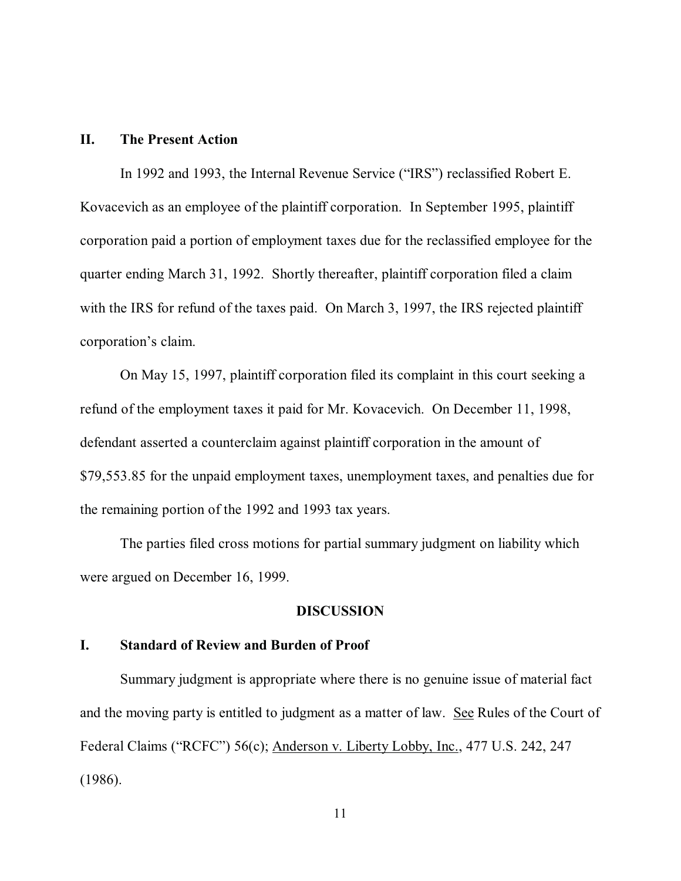## II. The Present Action

In 1992 and 1993, the Internal Revenue Service ("IRS") reclassified Robert E. Kovacevich as an employee of the plaintiff corporation. In September 1995, plaintiff corporation paid a portion of employment taxes due for the reclassified employee for the quarter ending March 31, 1992. Shortly thereafter, plaintiff corporation filed a claim with the IRS for refund of the taxes paid. On March 3, 1997, the IRS rejected plaintiff corporation's claim.

On May 15, 1997, plaintiff corporation filed its complaint in this court seeking a refund of the employment taxes it paid for Mr. Kovacevich. On December 11, 1998, defendant asserted a counterclaim against plaintiff corporation in the amount of $79,553.85 for the unpaid employment taxes, unemployment taxes, and penalties due for the remaining portion of the 1992 and 1993 tax years.

The parties filed cross motions for partial summary judgment on liability which were argued on December 16, 1999.

# DISCUSSION

## I. Standard of Review and Burden of Proof

Summary judgment is appropriate where there is no genuine issue of material fact and the moving party is entitled to judgment as a matter of law. See Rules of the Court of Federal Claims ("RCFC") 56(c); Anderson v. Liberty Lobby, Inc., 477 U.S. 242, 247 (1986).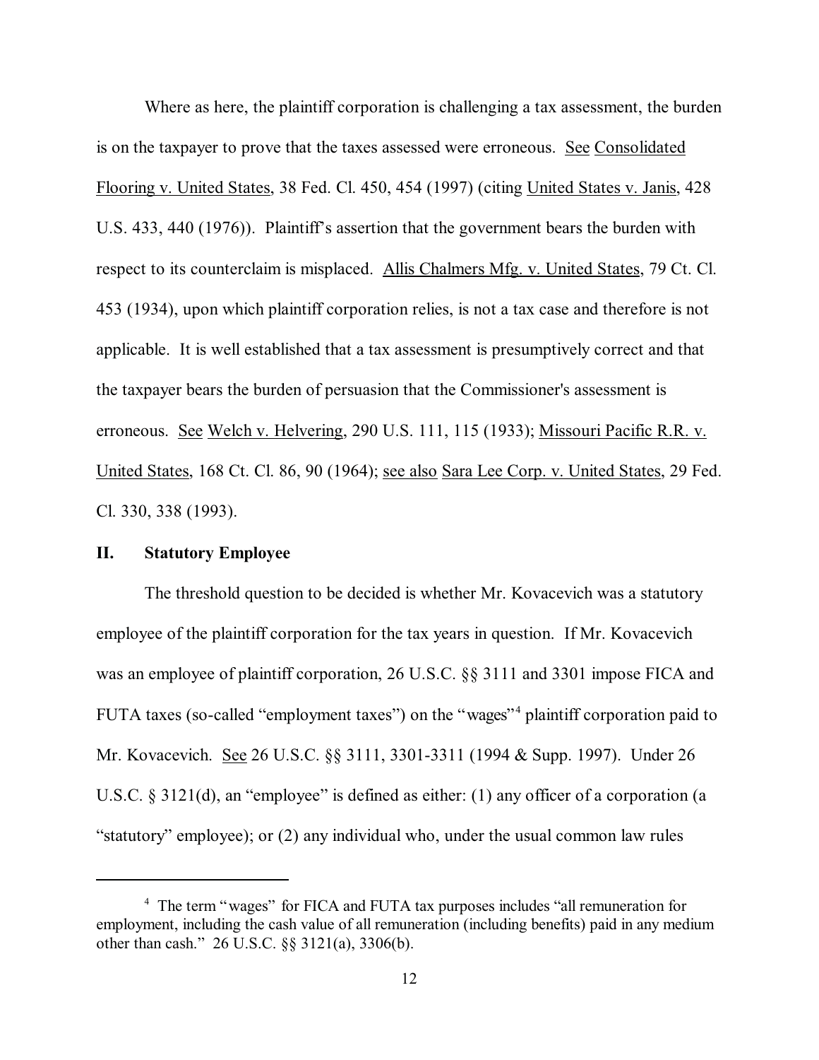Where as here, the plaintiff corporation is challenging a tax assessment, the burden is on the taxpayer to prove that the taxes assessed were erroneous. See Consolidated Flooring v. United States, 38 Fed. Cl. 450, 454 (1997) (citing United States v. Janis, 428 U.S. 433, 440 (1976)). Plaintiff's assertion that the government bears the burden with respect to its counterclaim is misplaced. Allis Chalmers Mfg. v. United States, 79 Ct. Cl. 453 (1934), upon which plaintiff corporation relies, is not a tax case and therefore is not applicable. It is well established that a tax assessment is presumptively correct and that the taxpayer bears the burden of persuasion that the Commissioner's assessment is erroneous. See Welch v. Helvering, 290 U.S. 111, 115 (1933); Missouri Pacific R.R. v. United States, 168 Ct. Cl. 86, 90 (1964); see also Sara Lee Corp. v. United States, 29 Fed. Cl. 330, 338 (1993).

## II. Statutory Employee

The threshold question to be decided is whether Mr. Kovacevich was a statutory employee of the plaintiff corporation for the tax years in question. If Mr. Kovacevich was an employee of plaintiff corporation, 26 U.S.C. §§ 3111 and 3301 impose FICA and FUTA taxes (so-called "employment taxes") on the "wages"[4] plaintiff corporation paid to Mr. Kovacevich. See 26 U.S.C. §§ 3111, 3301-3311 (1994 & Supp. 1997). Under 26 U.S.C. § 3121(d), an "employee" is defined as either: (1) any officer of a corporation (a "statutory" employee); or (2) any individual who, under the usual common law rules

---

[4] The term "wages" for FICA and FUTA tax purposes includes "all remuneration for employment, including the cash value of all remuneration (including benefits) paid in any medium other than cash." 26 U.S.C. §§ 3121(a), 3306(b).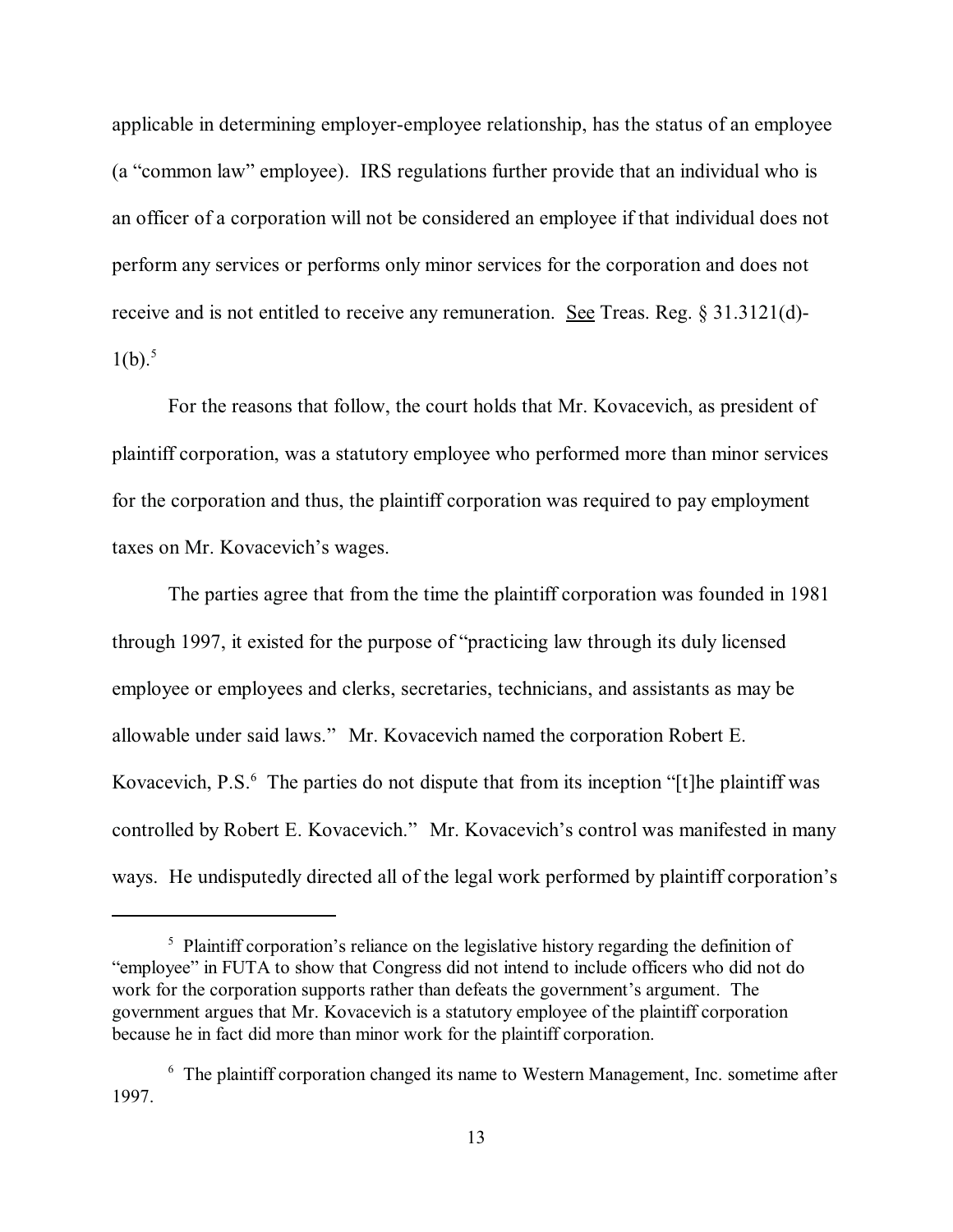applicable in determining employer-employee relationship, has the status of an employee (a "common law" employee). IRS regulations further provide that an individual who is an officer of a corporation will not be considered an employee if that individual does not perform any services or performs only minor services for the corporation and does not receive and is not entitled to receive any remuneration. See Treas. Reg. § 31.3121(d)-1(b).[5]

For the reasons that follow, the court holds that Mr. Kovacevich, as president of plaintiff corporation, was a statutory employee who performed more than minor services for the corporation and thus, the plaintiff corporation was required to pay employment taxes on Mr. Kovacevich's wages.

The parties agree that from the time the plaintiff corporation was founded in 1981 through 1997, it existed for the purpose of "practicing law through its duly licensed employee or employees and clerks, secretaries, technicians, and assistants as may be allowable under said laws." Mr. Kovacevich named the corporation Robert E. Kovacevich, P.S.[6] The parties do not dispute that from its inception "[t]he plaintiff was controlled by Robert E. Kovacevich." Mr. Kovacevich's control was manifested in many ways. He undisputedly directed all of the legal work performed by plaintiff corporation's

---

[5] Plaintiff corporation's reliance on the legislative history regarding the definition of "employee" in FUTA to show that Congress did not intend to include officers who did not do work for the corporation supports rather than defeats the government's argument. The government argues that Mr. Kovacevich is a statutory employee of the plaintiff corporation because he in fact did more than minor work for the plaintiff corporation.

[6] The plaintiff corporation changed its name to Western Management, Inc. sometime after 1997.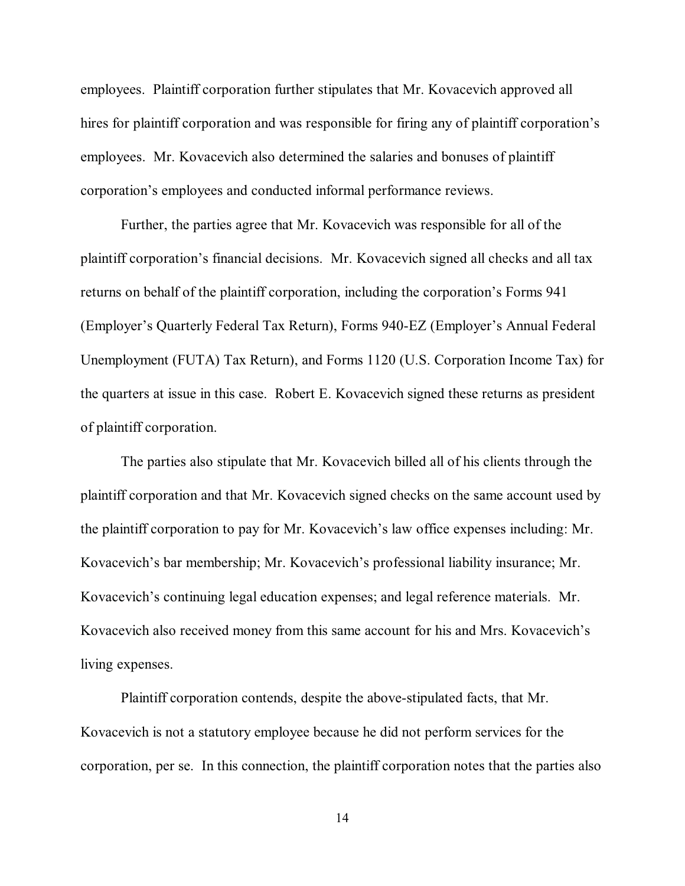employees. Plaintiff corporation further stipulates that Mr. Kovacevich approved all hires for plaintiff corporation and was responsible for firing any of plaintiff corporation's employees. Mr. Kovacevich also determined the salaries and bonuses of plaintiff corporation's employees and conducted informal performance reviews.

Further, the parties agree that Mr. Kovacevich was responsible for all of the plaintiff corporation's financial decisions. Mr. Kovacevich signed all checks and all tax returns on behalf of the plaintiff corporation, including the corporation's Forms 941 (Employer's Quarterly Federal Tax Return), Forms 940-EZ (Employer's Annual Federal Unemployment (FUTA) Tax Return), and Forms 1120 (U.S. Corporation Income Tax) for the quarters at issue in this case. Robert E. Kovacevich signed these returns as president of plaintiff corporation.

The parties also stipulate that Mr. Kovacevich billed all of his clients through the plaintiff corporation and that Mr. Kovacevich signed checks on the same account used by the plaintiff corporation to pay for Mr. Kovacevich's law office expenses including: Mr. Kovacevich's bar membership; Mr. Kovacevich's professional liability insurance; Mr. Kovacevich's continuing legal education expenses; and legal reference materials. Mr. Kovacevich also received money from this same account for his and Mrs. Kovacevich's living expenses.

Plaintiff corporation contends, despite the above-stipulated facts, that Mr. Kovacevich is not a statutory employee because he did not perform services for the corporation, per se. In this connection, the plaintiff corporation notes that the parties also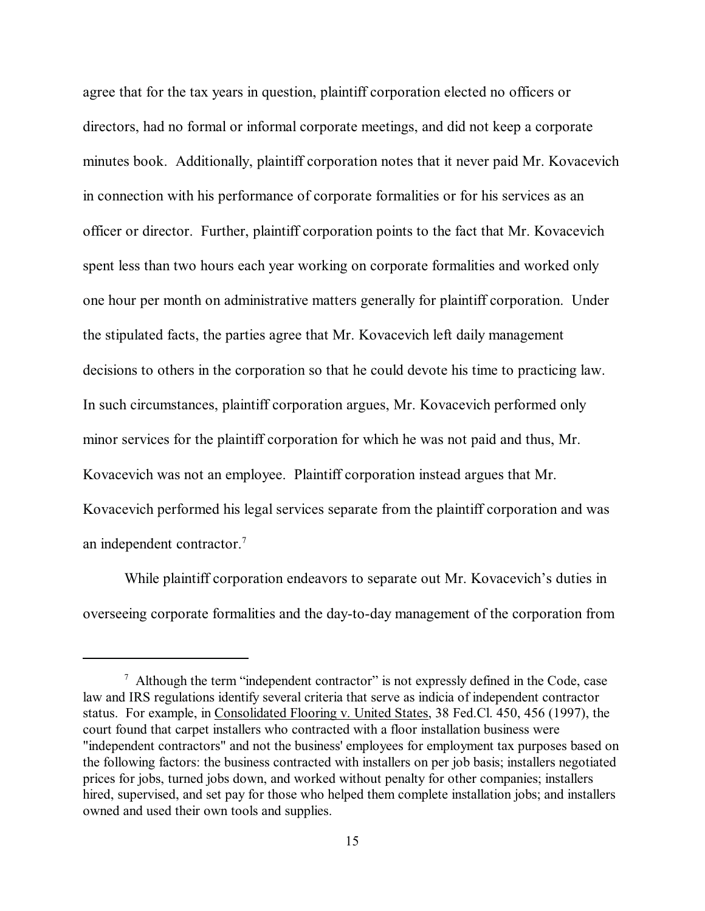agree that for the tax years in question, plaintiff corporation elected no officers or directors, had no formal or informal corporate meetings, and did not keep a corporate minutes book. Additionally, plaintiff corporation notes that it never paid Mr. Kovacevich in connection with his performance of corporate formalities or for his services as an officer or director. Further, plaintiff corporation points to the fact that Mr. Kovacevich spent less than two hours each year working on corporate formalities and worked only one hour per month on administrative matters generally for plaintiff corporation. Under the stipulated facts, the parties agree that Mr. Kovacevich left daily management decisions to others in the corporation so that he could devote his time to practicing law. In such circumstances, plaintiff corporation argues, Mr. Kovacevich performed only minor services for the plaintiff corporation for which he was not paid and thus, Mr. Kovacevich was not an employee. Plaintiff corporation instead argues that Mr. Kovacevich performed his legal services separate from the plaintiff corporation and was an independent contractor.[7]

While plaintiff corporation endeavors to separate out Mr. Kovacevich's duties in overseeing corporate formalities and the day-to-day management of the corporation from

---

[7] Although the term "independent contractor" is not expressly defined in the Code, case law and IRS regulations identify several criteria that serve as indicia of independent contractor status. For example, in Consolidated Flooring v. United States, 38 Fed.Cl. 450, 456 (1997), the court found that carpet installers who contracted with a floor installation business were "independent contractors" and not the business' employees for employment tax purposes based on the following factors: the business contracted with installers on per job basis; installers negotiated prices for jobs, turned jobs down, and worked without penalty for other companies; installers hired, supervised, and set pay for those who helped them complete installation jobs; and installers owned and used their own tools and supplies.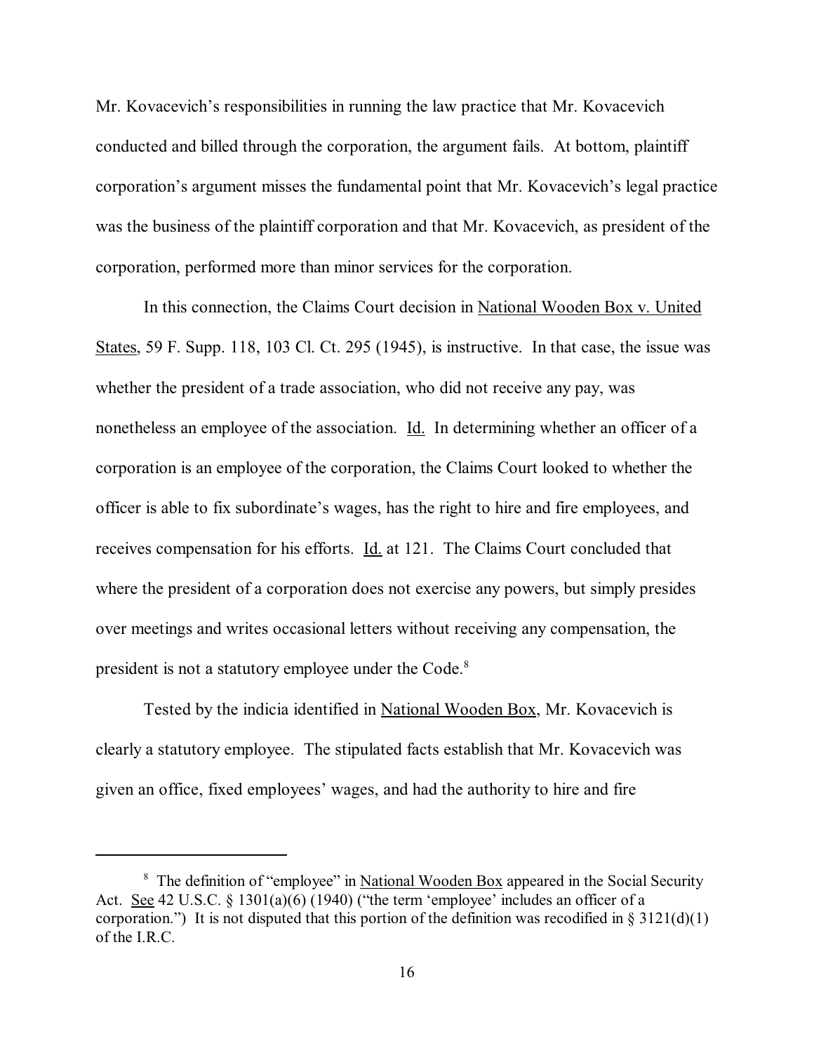Mr. Kovacevich's responsibilities in running the law practice that Mr. Kovacevich conducted and billed through the corporation, the argument fails. At bottom, plaintiff corporation's argument misses the fundamental point that Mr. Kovacevich's legal practice was the business of the plaintiff corporation and that Mr. Kovacevich, as president of the corporation, performed more than minor services for the corporation.

In this connection, the Claims Court decision in National Wooden Box v. United States, 59 F. Supp. 118, 103 Cl. Ct. 295 (1945), is instructive. In that case, the issue was whether the president of a trade association, who did not receive any pay, was nonetheless an employee of the association. Id. In determining whether an officer of a corporation is an employee of the corporation, the Claims Court looked to whether the officer is able to fix subordinate's wages, has the right to hire and fire employees, and receives compensation for his efforts. Id. at 121. The Claims Court concluded that where the president of a corporation does not exercise any powers, but simply presides over meetings and writes occasional letters without receiving any compensation, the president is not a statutory employee under the Code.[8]

Tested by the indicia identified in National Wooden Box, Mr. Kovacevich is clearly a statutory employee. The stipulated facts establish that Mr. Kovacevich was given an office, fixed employees' wages, and had the authority to hire and fire

---

[8] The definition of "employee" in National Wooden Box appeared in the Social Security Act. See 42 U.S.C. § 1301(a)(6) (1940) ("the term 'employee' includes an officer of a corporation.") It is not disputed that this portion of the definition was recodified in § 3121(d)(1) of the I.R.C.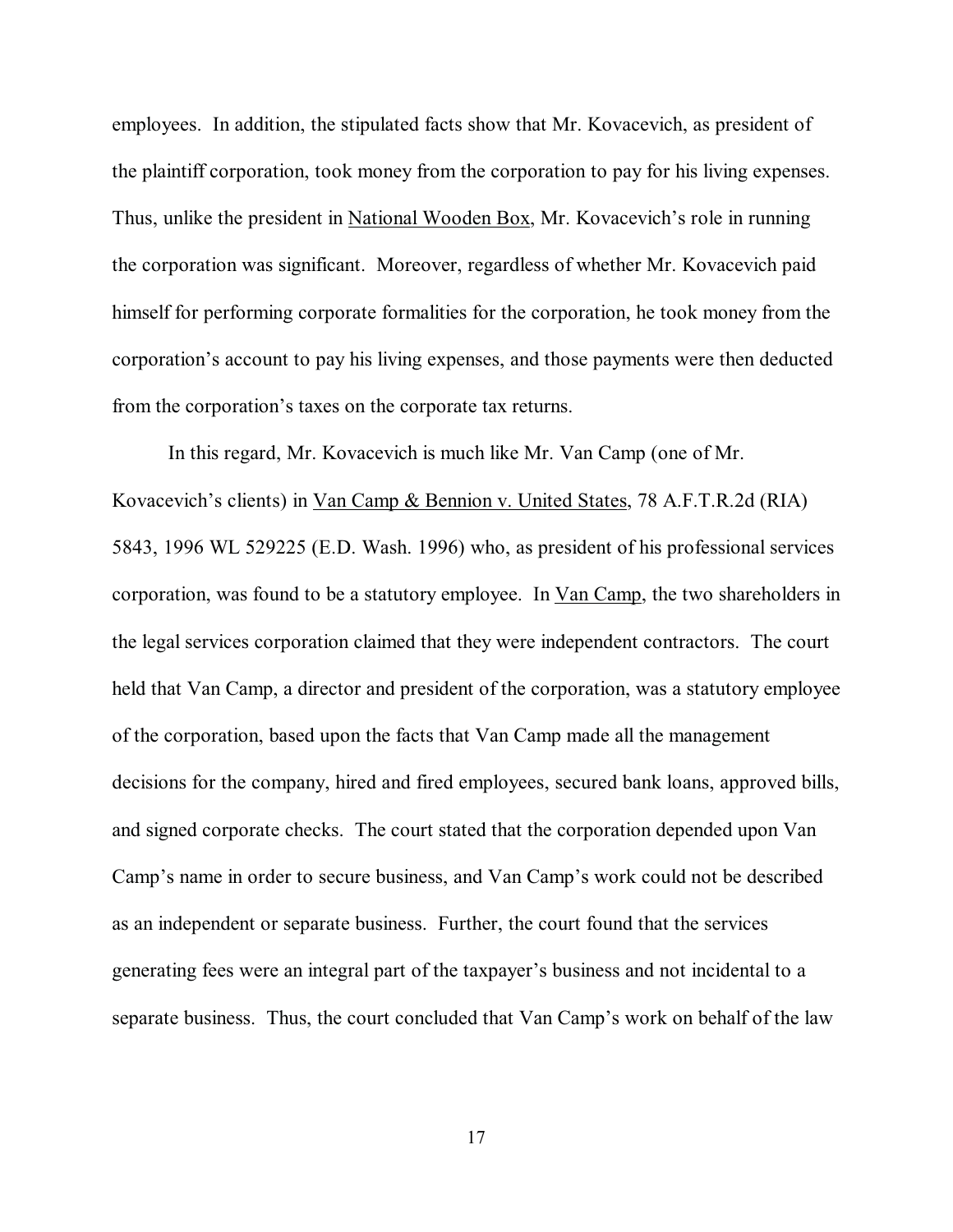employees. In addition, the stipulated facts show that Mr. Kovacevich, as president of the plaintiff corporation, took money from the corporation to pay for his living expenses. Thus, unlike the president in National Wooden Box, Mr. Kovacevich's role in running the corporation was significant. Moreover, regardless of whether Mr. Kovacevich paid himself for performing corporate formalities for the corporation, he took money from the corporation's account to pay his living expenses, and those payments were then deducted from the corporation's taxes on the corporate tax returns.

In this regard, Mr. Kovacevich is much like Mr. Van Camp (one of Mr. Kovacevich's clients) in Van Camp & Bennion v. United States, 78 A.F.T.R.2d (RIA) 5843, 1996 WL 529225 (E.D. Wash. 1996) who, as president of his professional services corporation, was found to be a statutory employee. In Van Camp, the two shareholders in the legal services corporation claimed that they were independent contractors. The court held that Van Camp, a director and president of the corporation, was a statutory employee of the corporation, based upon the facts that Van Camp made all the management decisions for the company, hired and fired employees, secured bank loans, approved bills, and signed corporate checks. The court stated that the corporation depended upon Van Camp's name in order to secure business, and Van Camp's work could not be described as an independent or separate business. Further, the court found that the services generating fees were an integral part of the taxpayer's business and not incidental to a separate business. Thus, the court concluded that Van Camp's work on behalf of the law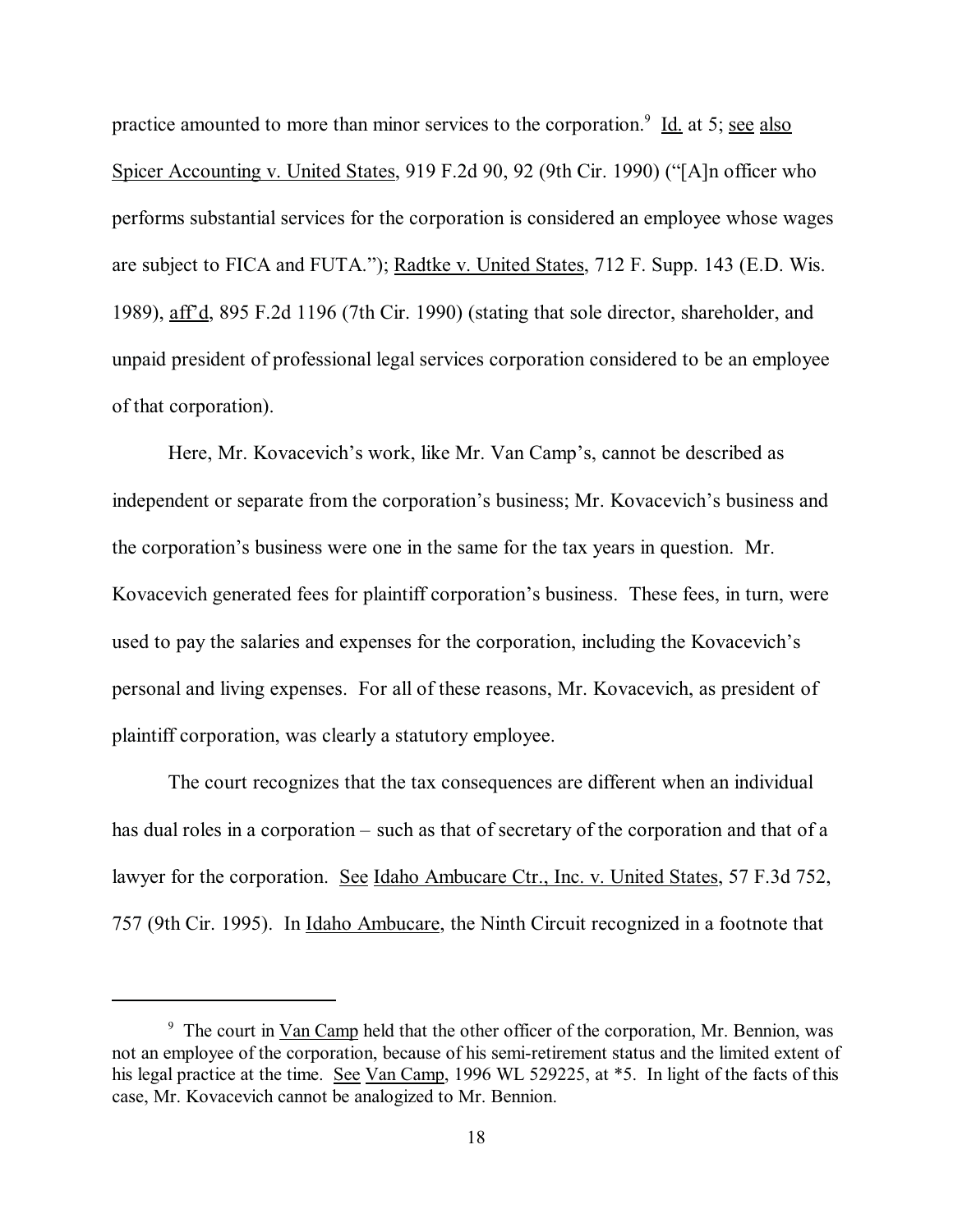practice amounted to more than minor services to the corporation.[9] Id. at 5; see also Spicer Accounting v. United States, 919 F.2d 90, 92 (9th Cir. 1990) ("[A]n officer who performs substantial services for the corporation is considered an employee whose wages are subject to FICA and FUTA."); Radtke v. United States, 712 F. Supp. 143 (E.D. Wis. 1989), aff'd, 895 F.2d 1196 (7th Cir. 1990) (stating that sole director, shareholder, and unpaid president of professional legal services corporation considered to be an employee of that corporation).

Here, Mr. Kovacevich's work, like Mr. Van Camp's, cannot be described as independent or separate from the corporation's business; Mr. Kovacevich's business and the corporation's business were one in the same for the tax years in question. Mr. Kovacevich generated fees for plaintiff corporation's business. These fees, in turn, were used to pay the salaries and expenses for the corporation, including the Kovacevich's personal and living expenses. For all of these reasons, Mr. Kovacevich, as president of plaintiff corporation, was clearly a statutory employee.

The court recognizes that the tax consequences are different when an individual has dual roles in a corporation – such as that of secretary of the corporation and that of a lawyer for the corporation. See Idaho Ambucare Ctr., Inc. v. United States, 57 F.3d 752, 757 (9th Cir. 1995). In Idaho Ambucare, the Ninth Circuit recognized in a footnote that

---

[9] The court in Van Camp held that the other officer of the corporation, Mr. Bennion, was not an employee of the corporation, because of his semi-retirement status and the limited extent of his legal practice at the time. See Van Camp, 1996 WL 529225, at *5. In light of the facts of this case, Mr. Kovacevich cannot be analogized to Mr. Bennion.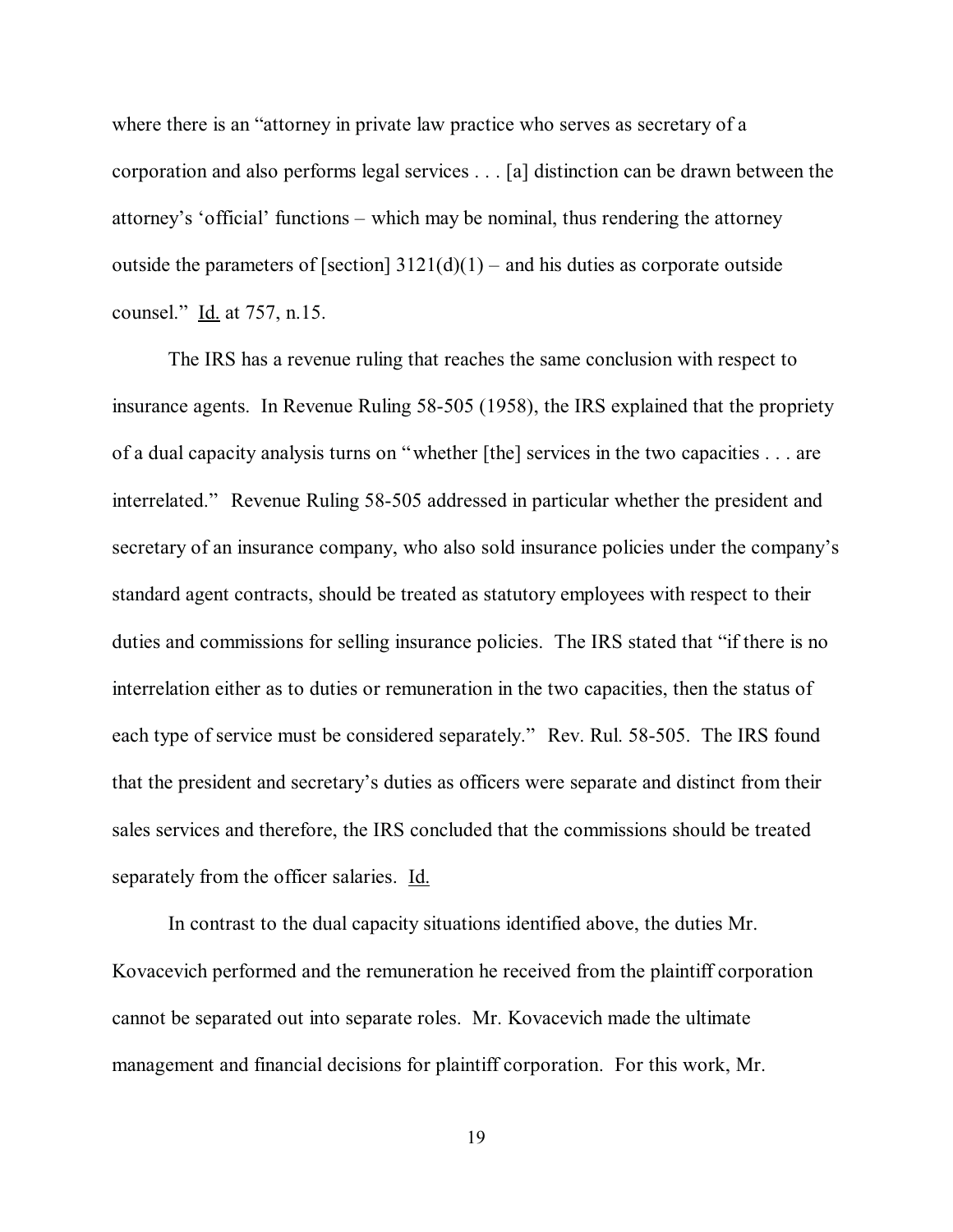where there is an "attorney in private law practice who serves as secretary of a corporation and also performs legal services . . . [a] distinction can be drawn between the attorney's 'official' functions – which may be nominal, thus rendering the attorney outside the parameters of [section] 3121(d)(1) – and his duties as corporate outside counsel." Id. at 757, n.15.

The IRS has a revenue ruling that reaches the same conclusion with respect to insurance agents. In Revenue Ruling 58-505 (1958), the IRS explained that the propriety of a dual capacity analysis turns on "whether [the] services in the two capacities . . . are interrelated." Revenue Ruling 58-505 addressed in particular whether the president and secretary of an insurance company, who also sold insurance policies under the company's standard agent contracts, should be treated as statutory employees with respect to their duties and commissions for selling insurance policies. The IRS stated that "if there is no interrelation either as to duties or remuneration in the two capacities, then the status of each type of service must be considered separately." Rev. Rul. 58-505. The IRS found that the president and secretary's duties as officers were separate and distinct from their sales services and therefore, the IRS concluded that the commissions should be treated separately from the officer salaries. Id.

In contrast to the dual capacity situations identified above, the duties Mr. Kovacevich performed and the remuneration he received from the plaintiff corporation cannot be separated out into separate roles. Mr. Kovacevich made the ultimate management and financial decisions for plaintiff corporation. For this work, Mr.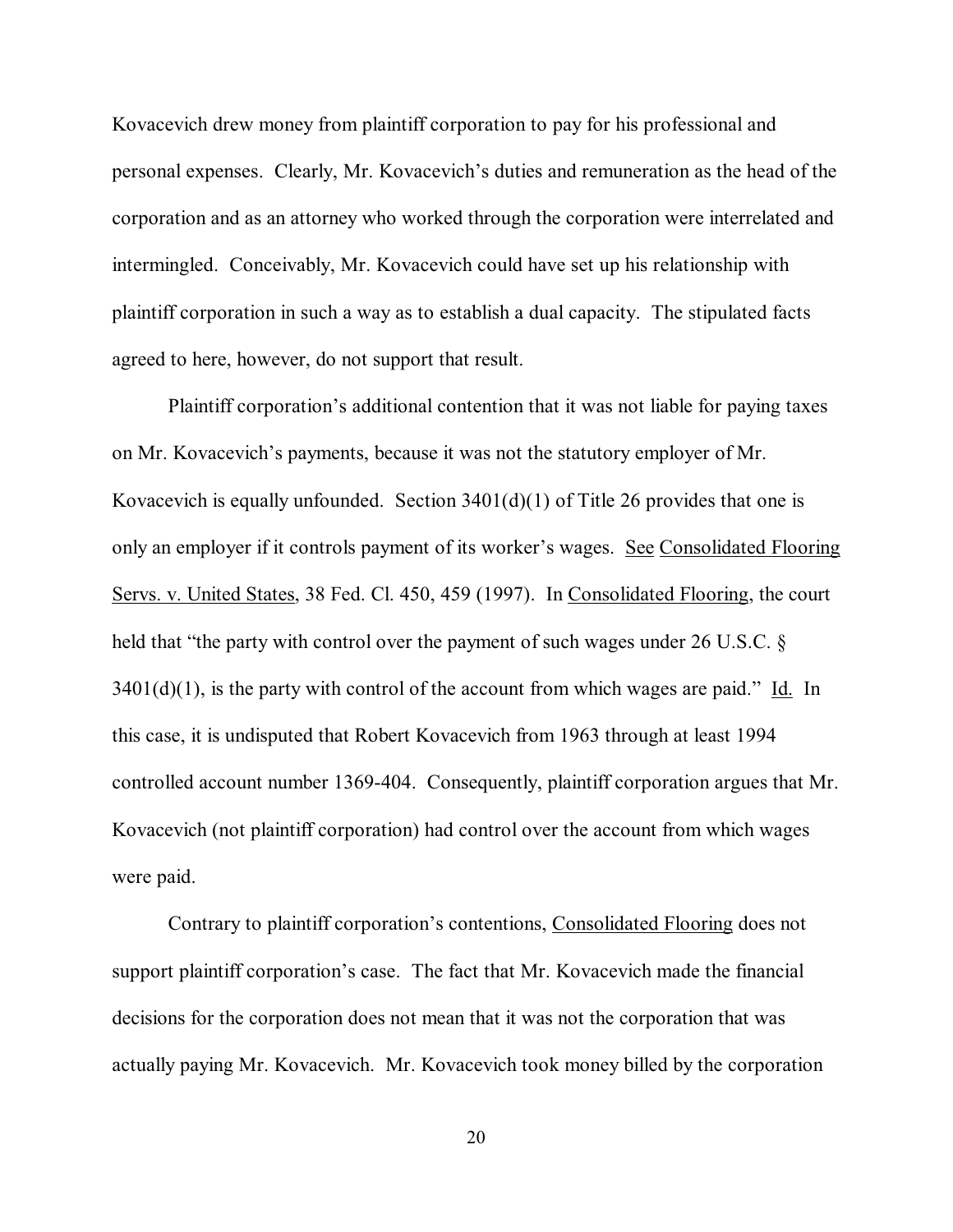Kovacevich drew money from plaintiff corporation to pay for his professional and personal expenses. Clearly, Mr. Kovacevich's duties and remuneration as the head of the corporation and as an attorney who worked through the corporation were interrelated and intermingled. Conceivably, Mr. Kovacevich could have set up his relationship with plaintiff corporation in such a way as to establish a dual capacity. The stipulated facts agreed to here, however, do not support that result.

Plaintiff corporation's additional contention that it was not liable for paying taxes on Mr. Kovacevich's payments, because it was not the statutory employer of Mr. Kovacevich is equally unfounded. Section 3401(d)(1) of Title 26 provides that one is only an employer if it controls payment of its worker's wages. See Consolidated Flooring Servs. v. United States, 38 Fed. Cl. 450, 459 (1997). In Consolidated Flooring, the court held that "the party with control over the payment of such wages under 26 U.S.C. § 3401(d)(1), is the party with control of the account from which wages are paid." Id. In this case, it is undisputed that Robert Kovacevich from 1963 through at least 1994 controlled account number 1369-404. Consequently, plaintiff corporation argues that Mr. Kovacevich (not plaintiff corporation) had control over the account from which wages were paid.

Contrary to plaintiff corporation's contentions, Consolidated Flooring does not support plaintiff corporation's case. The fact that Mr. Kovacevich made the financial decisions for the corporation does not mean that it was not the corporation that was actually paying Mr. Kovacevich. Mr. Kovacevich took money billed by the corporation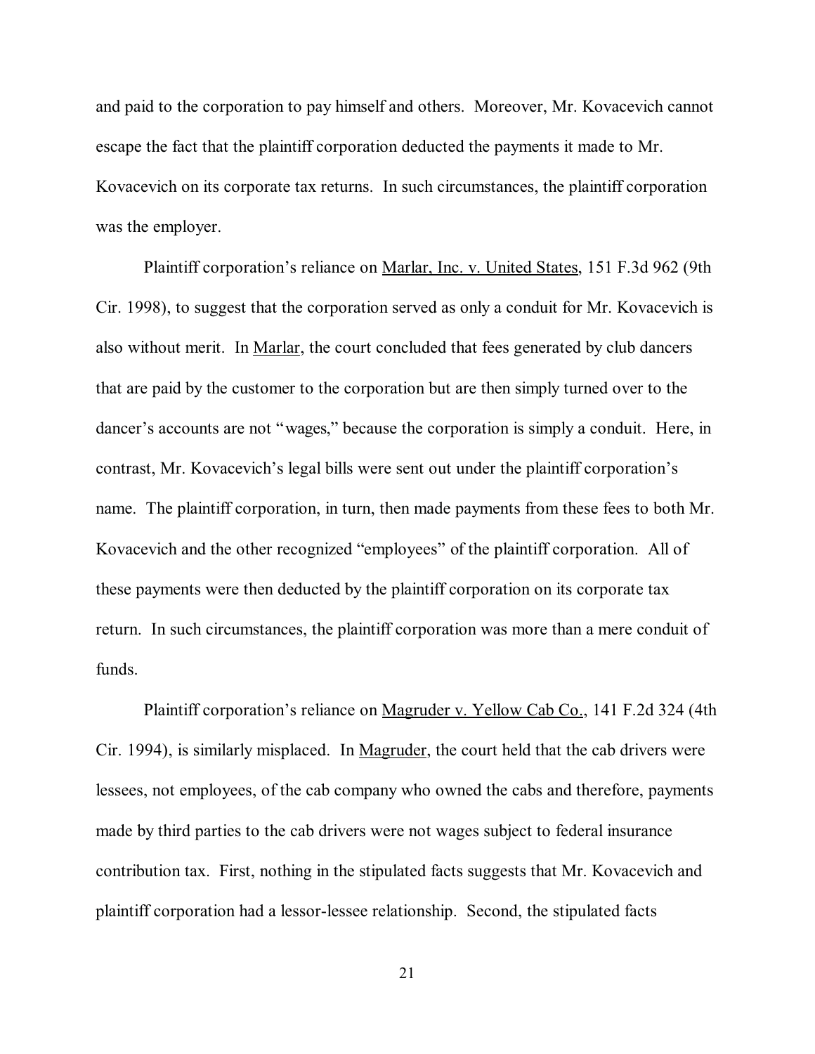and paid to the corporation to pay himself and others. Moreover, Mr. Kovacevich cannot escape the fact that the plaintiff corporation deducted the payments it made to Mr. Kovacevich on its corporate tax returns. In such circumstances, the plaintiff corporation was the employer.

Plaintiff corporation's reliance on Marlar, Inc. v. United States, 151 F.3d 962 (9th Cir. 1998), to suggest that the corporation served as only a conduit for Mr. Kovacevich is also without merit. In Marlar, the court concluded that fees generated by club dancers that are paid by the customer to the corporation but are then simply turned over to the dancer's accounts are not "wages," because the corporation is simply a conduit. Here, in contrast, Mr. Kovacevich's legal bills were sent out under the plaintiff corporation's name. The plaintiff corporation, in turn, then made payments from these fees to both Mr. Kovacevich and the other recognized "employees" of the plaintiff corporation. All of these payments were then deducted by the plaintiff corporation on its corporate tax return. In such circumstances, the plaintiff corporation was more than a mere conduit of funds.

Plaintiff corporation's reliance on Magruder v. Yellow Cab Co., 141 F.2d 324 (4th Cir. 1994), is similarly misplaced. In Magruder, the court held that the cab drivers were lessees, not employees, of the cab company who owned the cabs and therefore, payments made by third parties to the cab drivers were not wages subject to federal insurance contribution tax. First, nothing in the stipulated facts suggests that Mr. Kovacevich and plaintiff corporation had a lessor-lessee relationship. Second, the stipulated facts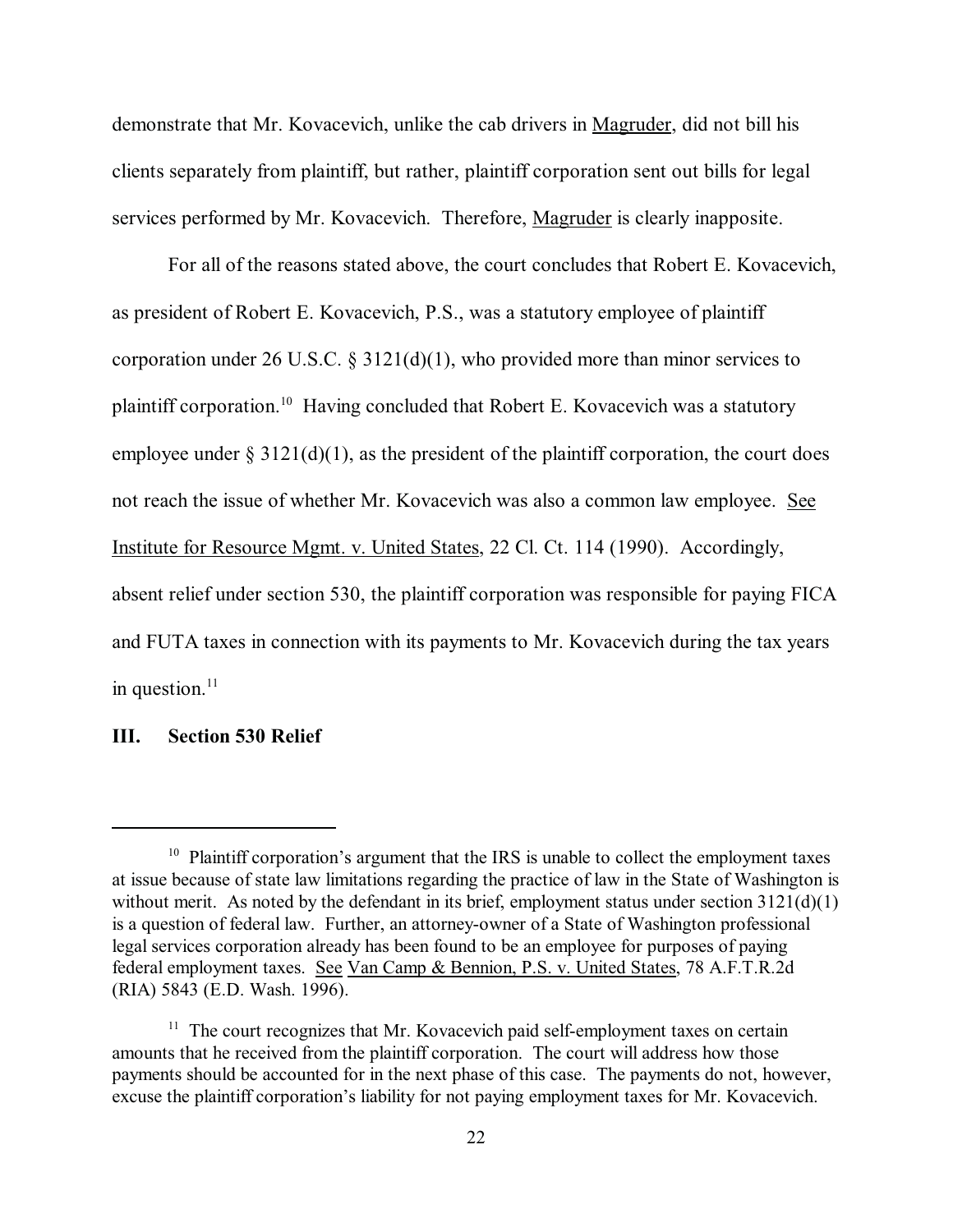demonstrate that Mr. Kovacevich, unlike the cab drivers in Magruder, did not bill his clients separately from plaintiff, but rather, plaintiff corporation sent out bills for legal services performed by Mr. Kovacevich. Therefore, Magruder is clearly inapposite.

For all of the reasons stated above, the court concludes that Robert E. Kovacevich, as president of Robert E. Kovacevich, P.S., was a statutory employee of plaintiff corporation under 26 U.S.C. § 3121(d)(1), who provided more than minor services to plaintiff corporation.[10] Having concluded that Robert E. Kovacevich was a statutory employee under § 3121(d)(1), as the president of the plaintiff corporation, the court does not reach the issue of whether Mr. Kovacevich was also a common law employee. See Institute for Resource Mgmt. v. United States, 22 Cl. Ct. 114 (1990). Accordingly, absent relief under section 530, the plaintiff corporation was responsible for paying FICA and FUTA taxes in connection with its payments to Mr. Kovacevich during the tax years in question.[11]

## III. Section 530 Relief

---

[10] Plaintiff corporation's argument that the IRS is unable to collect the employment taxes at issue because of state law limitations regarding the practice of law in the State of Washington is without merit. As noted by the defendant in its brief, employment status under section 3121(d)(1) is a question of federal law. Further, an attorney-owner of a State of Washington professional legal services corporation already has been found to be an employee for purposes of paying federal employment taxes. See Van Camp & Bennion, P.S. v. United States, 78 A.F.T.R.2d (RIA) 5843 (E.D. Wash. 1996).

[11] The court recognizes that Mr. Kovacevich paid self-employment taxes on certain amounts that he received from the plaintiff corporation. The court will address how those payments should be accounted for in the next phase of this case. The payments do not, however, excuse the plaintiff corporation's liability for not paying employment taxes for Mr. Kovacevich.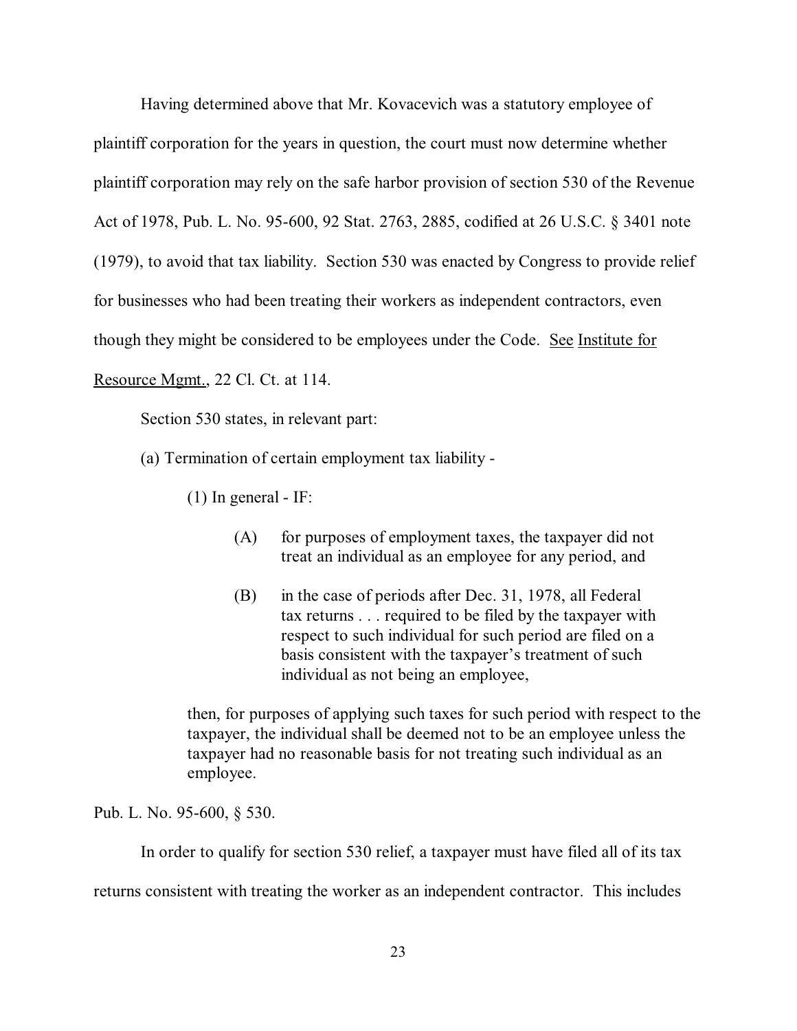Having determined above that Mr. Kovacevich was a statutory employee of plaintiff corporation for the years in question, the court must now determine whether plaintiff corporation may rely on the safe harbor provision of section 530 of the Revenue Act of 1978, Pub. L. No. 95-600, 92 Stat. 2763, 2885, codified at 26 U.S.C. § 3401 note (1979), to avoid that tax liability. Section 530 was enacted by Congress to provide relief for businesses who had been treating their workers as independent contractors, even though they might be considered to be employees under the Code. See Institute for Resource Mgmt., 22 Cl. Ct. at 114.

Section 530 states, in relevant part:

> (a) Termination of certain employment tax liability -
>
> > (1) In general - IF:
> >
> > > (A) for purposes of employment taxes, the taxpayer did not treat an individual as an employee for any period, and
> > >
> > > (B) in the case of periods after Dec. 31, 1978, all Federal tax returns . . . required to be filed by the taxpayer with respect to such individual for such period are filed on a basis consistent with the taxpayer's treatment of such individual as not being an employee,
> >
> > then, for purposes of applying such taxes for such period with respect to the taxpayer, the individual shall be deemed not to be an employee unless the taxpayer had no reasonable basis for not treating such individual as an employee.

Pub. L. No. 95-600, § 530.

In order to qualify for section 530 relief, a taxpayer must have filed all of its tax returns consistent with treating the worker as an independent contractor. This includes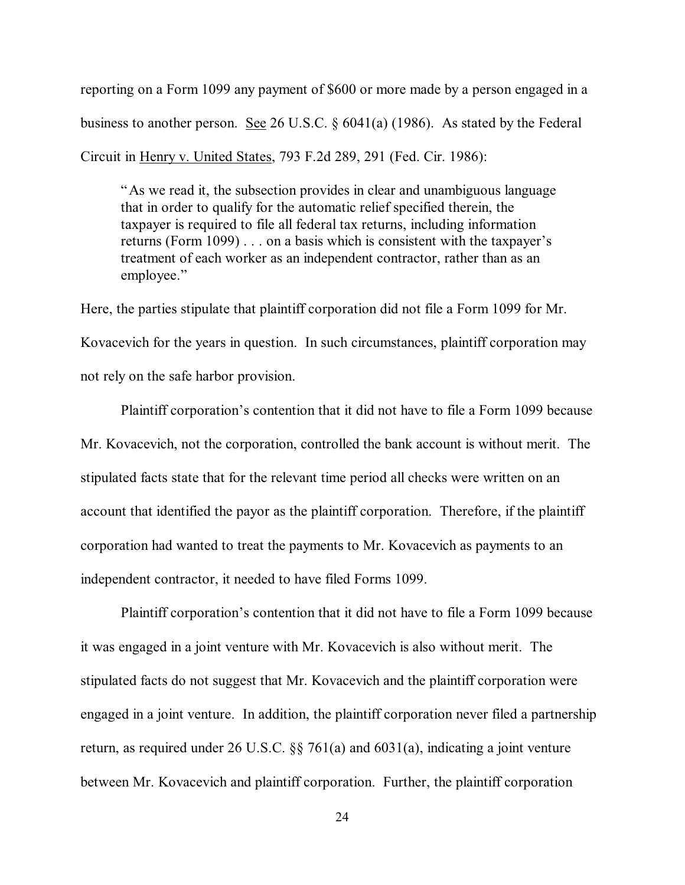reporting on a Form 1099 any payment of $600 or more made by a person engaged in a business to another person. See 26 U.S.C. § 6041(a) (1986). As stated by the Federal Circuit in Henry v. United States, 793 F.2d 289, 291 (Fed. Cir. 1986):

> "As we read it, the subsection provides in clear and unambiguous language that in order to qualify for the automatic relief specified therein, the taxpayer is required to file all federal tax returns, including information returns (Form 1099) . . . on a basis which is consistent with the taxpayer's treatment of each worker as an independent contractor, rather than as an employee."

Here, the parties stipulate that plaintiff corporation did not file a Form 1099 for Mr. Kovacevich for the years in question. In such circumstances, plaintiff corporation may not rely on the safe harbor provision.

Plaintiff corporation's contention that it did not have to file a Form 1099 because Mr. Kovacevich, not the corporation, controlled the bank account is without merit. The stipulated facts state that for the relevant time period all checks were written on an account that identified the payor as the plaintiff corporation. Therefore, if the plaintiff corporation had wanted to treat the payments to Mr. Kovacevich as payments to an independent contractor, it needed to have filed Forms 1099.

Plaintiff corporation's contention that it did not have to file a Form 1099 because it was engaged in a joint venture with Mr. Kovacevich is also without merit. The stipulated facts do not suggest that Mr. Kovacevich and the plaintiff corporation were engaged in a joint venture. In addition, the plaintiff corporation never filed a partnership return, as required under 26 U.S.C. §§ 761(a) and 6031(a), indicating a joint venture between Mr. Kovacevich and plaintiff corporation. Further, the plaintiff corporation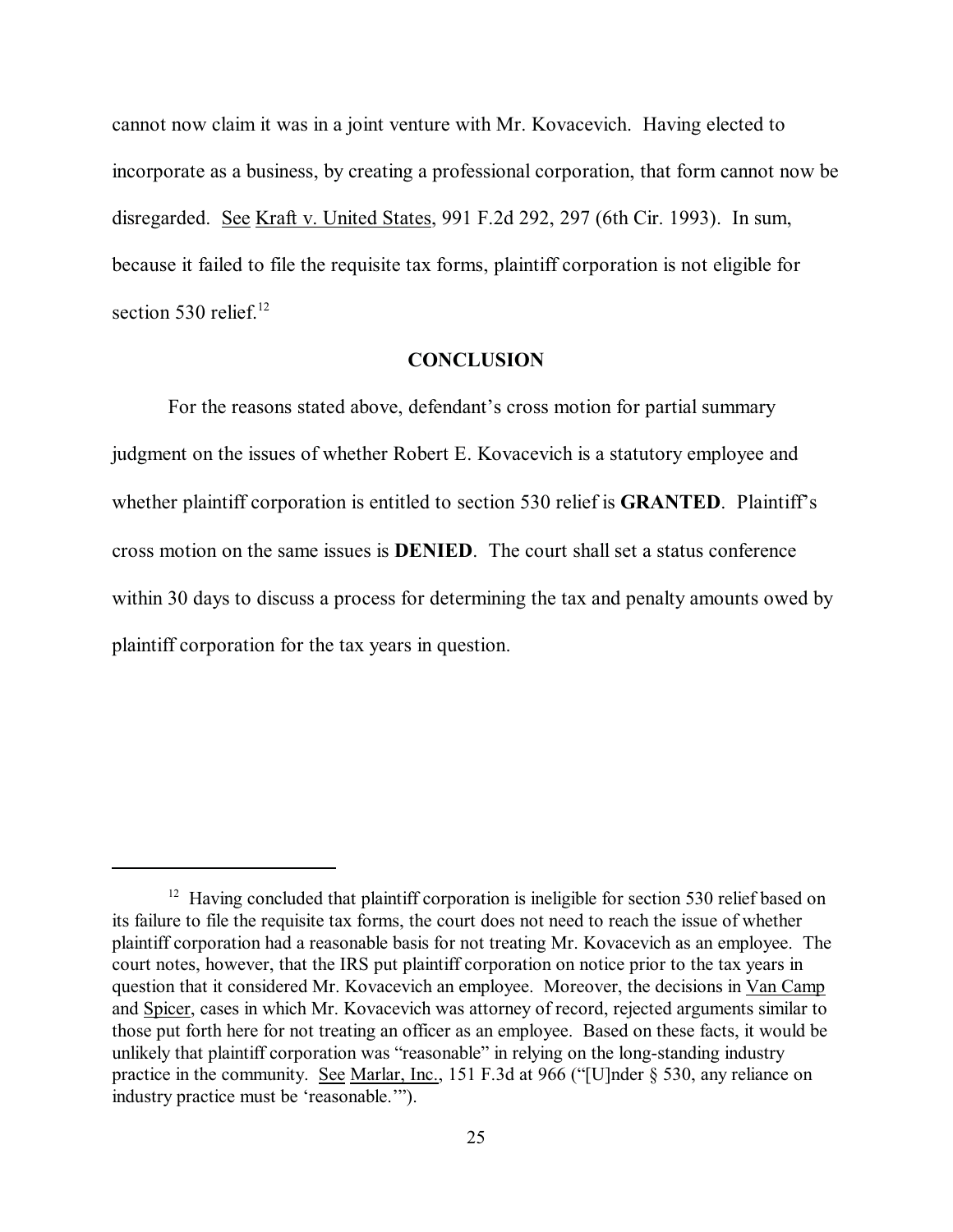cannot now claim it was in a joint venture with Mr. Kovacevich. Having elected to incorporate as a business, by creating a professional corporation, that form cannot now be disregarded. See Kraft v. United States, 991 F.2d 292, 297 (6th Cir. 1993). In sum, because it failed to file the requisite tax forms, plaintiff corporation is not eligible for section 530 relief.[12]

## CONCLUSION

For the reasons stated above, defendant's cross motion for partial summary judgment on the issues of whether Robert E. Kovacevich is a statutory employee and whether plaintiff corporation is entitled to section 530 relief is **GRANTED**. Plaintiff's cross motion on the same issues is **DENIED**. The court shall set a status conference within 30 days to discuss a process for determining the tax and penalty amounts owed by plaintiff corporation for the tax years in question.

---

[12] Having concluded that plaintiff corporation is ineligible for section 530 relief based on its failure to file the requisite tax forms, the court does not need to reach the issue of whether plaintiff corporation had a reasonable basis for not treating Mr. Kovacevich as an employee. The court notes, however, that the IRS put plaintiff corporation on notice prior to the tax years in question that it considered Mr. Kovacevich an employee. Moreover, the decisions in Van Camp and Spicer, cases in which Mr. Kovacevich was attorney of record, rejected arguments similar to those put forth here for not treating an officer as an employee. Based on these facts, it would be unlikely that plaintiff corporation was "reasonable" in relying on the long-standing industry practice in the community. See Marlar, Inc., 151 F.3d at 966 ("[U]nder § 530, any reliance on industry practice must be 'reasonable.'").